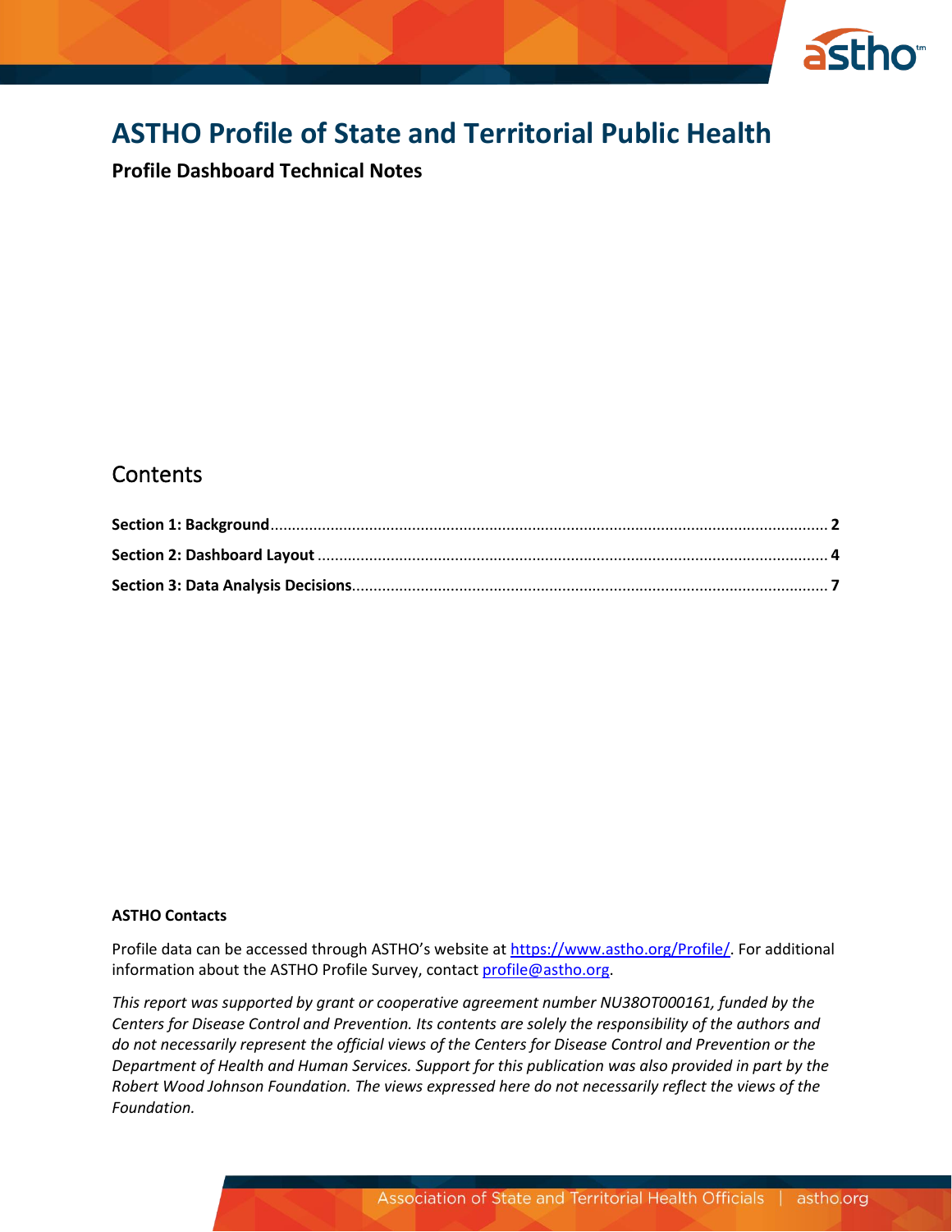# ASTHO Profile of State and Territorial Public Health

**Profile Dashboard Technical Notes**

## Contents

**Section 1: Background** ..... **2**

**Section 2: Dashboard Layout** ..... **4**

**Section 3: Data Analysis Decisions** ..... **7**

**ASTHO Contacts**

Profile data can be accessed through ASTHO's website at https://www.astho.org/Profile/. For additional information about the ASTHO Profile Survey, contact profile@astho.org.

*This report was supported by grant or cooperative agreement number NU38OT000161, funded by the Centers for Disease Control and Prevention. Its contents are solely the responsibility of the authors and do not necessarily represent the official views of the Centers for Disease Control and Prevention or the Department of Health and Human Services. Support for this publication was also provided in part by the Robert Wood Johnson Foundation. The views expressed here do not necessarily reflect the views of the Foundation.*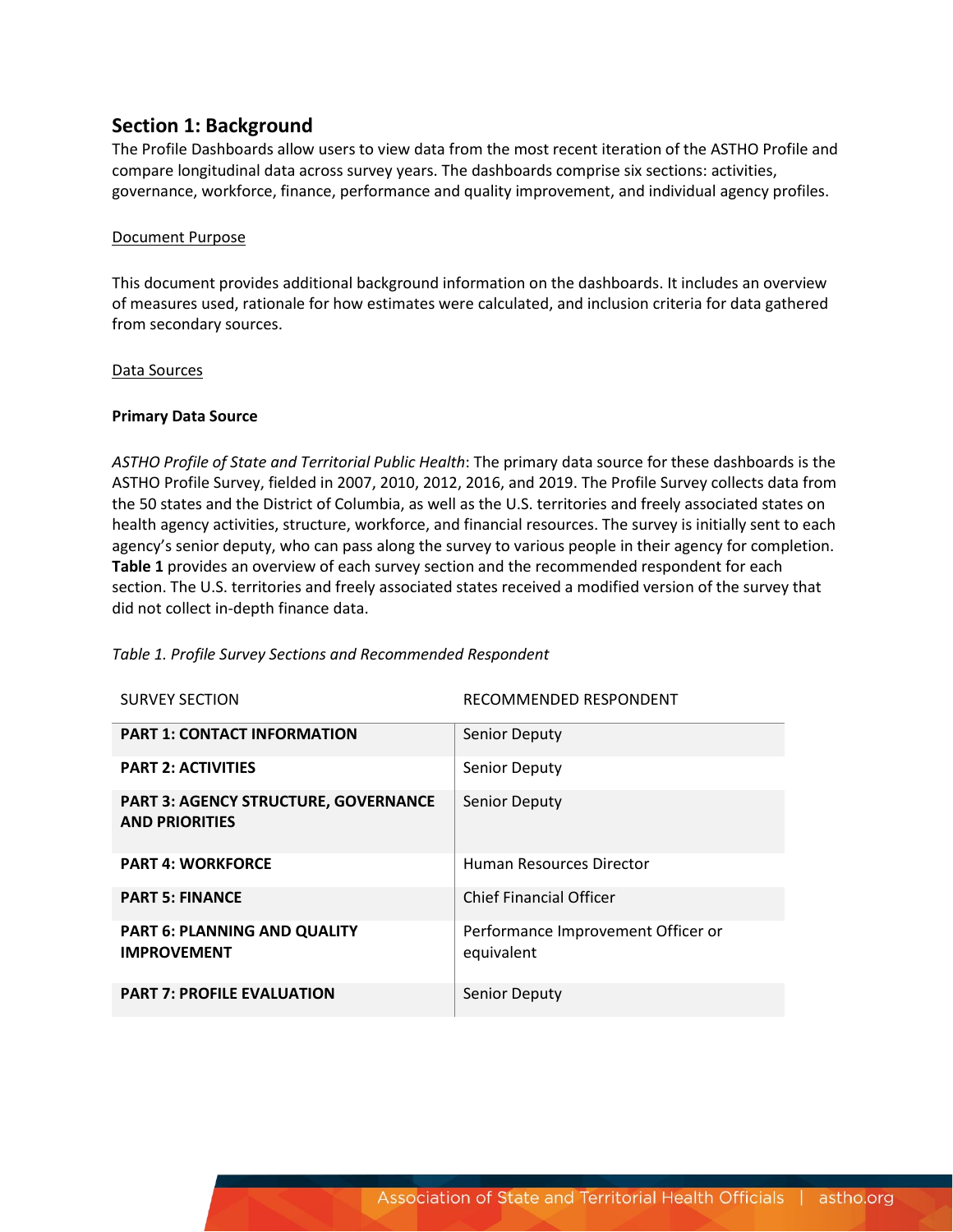## Section 1: Background

The Profile Dashboards allow users to view data from the most recent iteration of the ASTHO Profile and compare longitudinal data across survey years. The dashboards comprise six sections: activities, governance, workforce, finance, performance and quality improvement, and individual agency profiles.

<u>Document Purpose</u>

This document provides additional background information on the dashboards. It includes an overview of measures used, rationale for how estimates were calculated, and inclusion criteria for data gathered from secondary sources.

<u>Data Sources</u>

**Primary Data Source**

*ASTHO Profile of State and Territorial Public Health*: The primary data source for these dashboards is the ASTHO Profile Survey, fielded in 2007, 2010, 2012, 2016, and 2019. The Profile Survey collects data from the 50 states and the District of Columbia, as well as the U.S. territories and freely associated states on health agency activities, structure, workforce, and financial resources. The survey is initially sent to each agency's senior deputy, who can pass along the survey to various people in their agency for completion. **Table 1** provides an overview of each survey section and the recommended respondent for each section. The U.S. territories and freely associated states received a modified version of the survey that did not collect in-depth finance data.

*Table 1. Profile Survey Sections and Recommended Respondent*

| SURVEY SECTION | RECOMMENDED RESPONDENT |
| --- | --- |
| **PART 1: CONTACT INFORMATION** | Senior Deputy |
| **PART 2: ACTIVITIES** | Senior Deputy |
| **PART 3: AGENCY STRUCTURE, GOVERNANCE AND PRIORITIES** | Senior Deputy |
| **PART 4: WORKFORCE** | Human Resources Director |
| **PART 5: FINANCE** | Chief Financial Officer |
| **PART 6: PLANNING AND QUALITY IMPROVEMENT** | Performance Improvement Officer or equivalent |
| **PART 7: PROFILE EVALUATION** | Senior Deputy |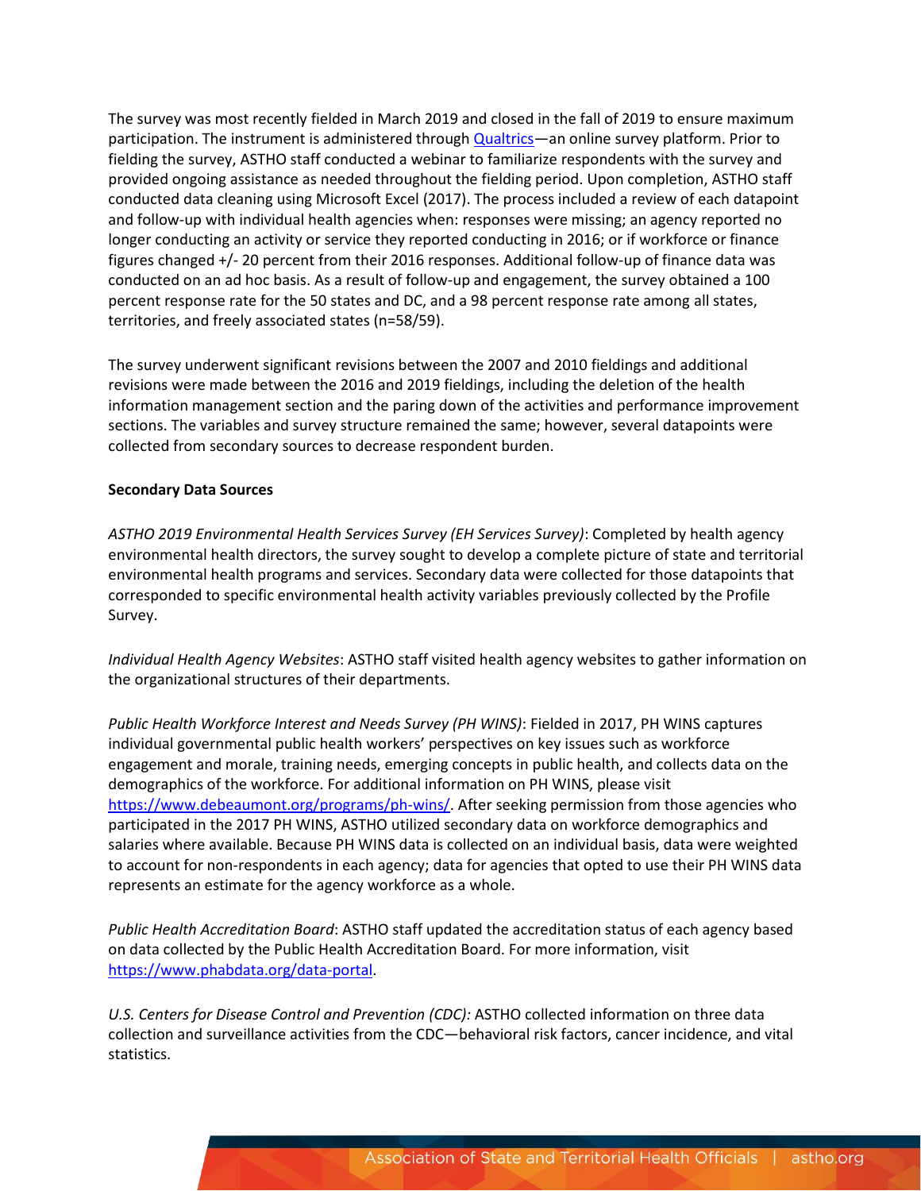The survey was most recently fielded in March 2019 and closed in the fall of 2019 to ensure maximum participation. The instrument is administered through [Qualtrics](https://www.qualtrics.com)—an online survey platform. Prior to fielding the survey, ASTHO staff conducted a webinar to familiarize respondents with the survey and provided ongoing assistance as needed throughout the fielding period. Upon completion, ASTHO staff conducted data cleaning using Microsoft Excel (2017). The process included a review of each datapoint and follow-up with individual health agencies when: responses were missing; an agency reported no longer conducting an activity or service they reported conducting in 2016; or if workforce or finance figures changed +/- 20 percent from their 2016 responses. Additional follow-up of finance data was conducted on an ad hoc basis. As a result of follow-up and engagement, the survey obtained a 100 percent response rate for the 50 states and DC, and a 98 percent response rate among all states, territories, and freely associated states (n=58/59).

The survey underwent significant revisions between the 2007 and 2010 fieldings and additional revisions were made between the 2016 and 2019 fieldings, including the deletion of the health information management section and the paring down of the activities and performance improvement sections. The variables and survey structure remained the same; however, several datapoints were collected from secondary sources to decrease respondent burden.

**Secondary Data Sources**

*ASTHO 2019 Environmental Health Services Survey (EH Services Survey)*: Completed by health agency environmental health directors, the survey sought to develop a complete picture of state and territorial environmental health programs and services. Secondary data were collected for those datapoints that corresponded to specific environmental health activity variables previously collected by the Profile Survey.

*Individual Health Agency Websites*: ASTHO staff visited health agency websites to gather information on the organizational structures of their departments.

*Public Health Workforce Interest and Needs Survey (PH WINS)*: Fielded in 2017, PH WINS captures individual governmental public health workers' perspectives on key issues such as workforce engagement and morale, training needs, emerging concepts in public health, and collects data on the demographics of the workforce. For additional information on PH WINS, please visit https://www.debeaumont.org/programs/ph-wins/. After seeking permission from those agencies who participated in the 2017 PH WINS, ASTHO utilized secondary data on workforce demographics and salaries where available. Because PH WINS data is collected on an individual basis, data were weighted to account for non-respondents in each agency; data for agencies that opted to use their PH WINS data represents an estimate for the agency workforce as a whole.

*Public Health Accreditation Board*: ASTHO staff updated the accreditation status of each agency based on data collected by the Public Health Accreditation Board. For more information, visit https://www.phabdata.org/data-portal.

*U.S. Centers for Disease Control and Prevention (CDC):* ASTHO collected information on three data collection and surveillance activities from the CDC—behavioral risk factors, cancer incidence, and vital statistics.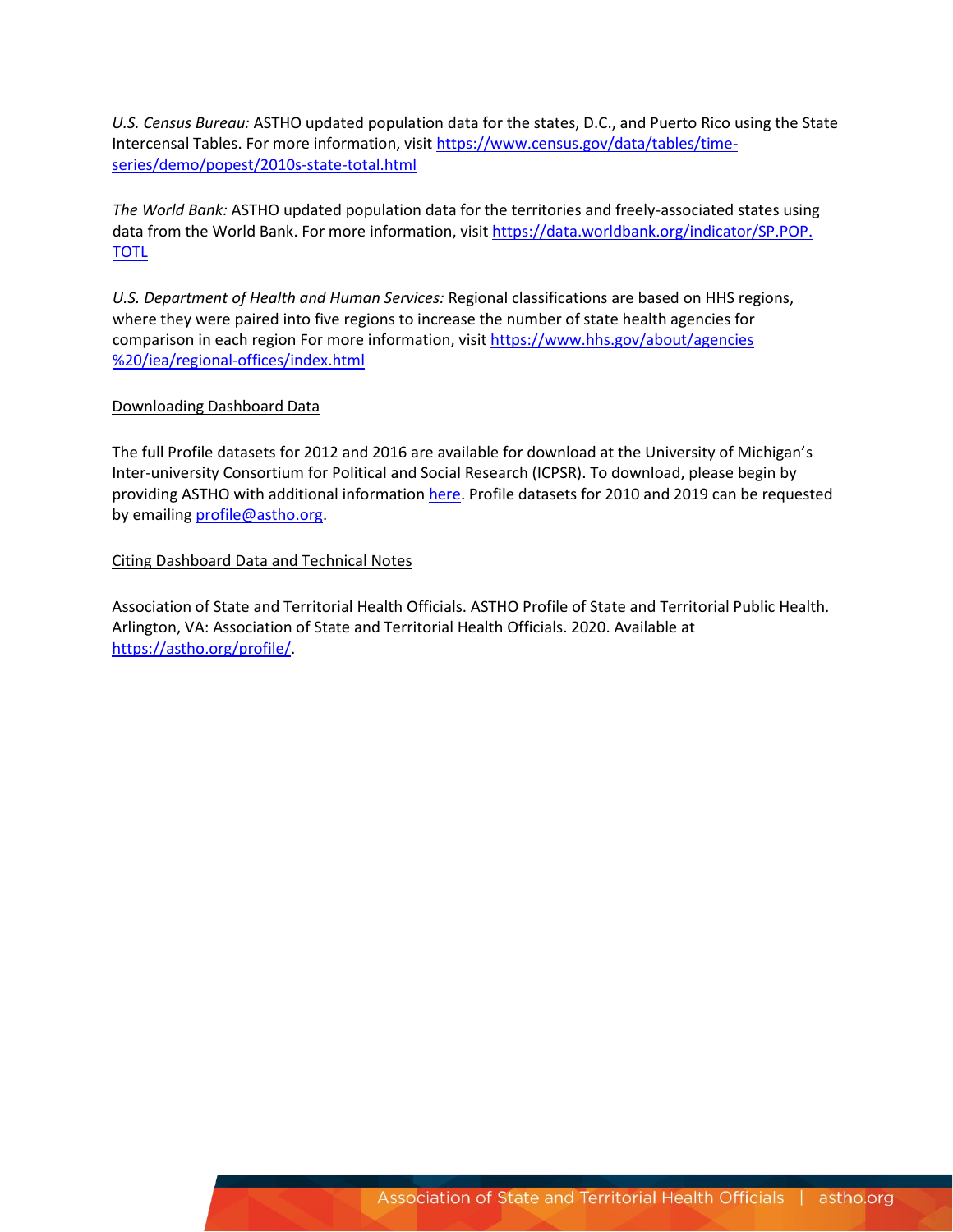*U.S. Census Bureau:* ASTHO updated population data for the states, D.C., and Puerto Rico using the State Intercensal Tables. For more information, visit [https://www.census.gov/data/tables/time-series/demo/popest/2010s-state-total.html](https://www.census.gov/data/tables/time-series/demo/popest/2010s-state-total.html)

*The World Bank:* ASTHO updated population data for the territories and freely-associated states using data from the World Bank. For more information, visit [https://data.worldbank.org/indicator/SP.POP.TOTL](https://data.worldbank.org/indicator/SP.POP.TOTL)

*U.S. Department of Health and Human Services:* Regional classifications are based on HHS regions, where they were paired into five regions to increase the number of state health agencies for comparison in each region For more information, visit [https://www.hhs.gov/about/agencies%20/iea/regional-offices/index.html](https://www.hhs.gov/about/agencies%20/iea/regional-offices/index.html)

Downloading Dashboard Data

The full Profile datasets for 2012 and 2016 are available for download at the University of Michigan's Inter-university Consortium for Political and Social Research (ICPSR). To download, please begin by providing ASTHO with additional information here. Profile datasets for 2010 and 2019 can be requested by emailing profile@astho.org.

Citing Dashboard Data and Technical Notes

Association of State and Territorial Health Officials. ASTHO Profile of State and Territorial Public Health. Arlington, VA: Association of State and Territorial Health Officials. 2020. Available at [https://astho.org/profile/](https://astho.org/profile/).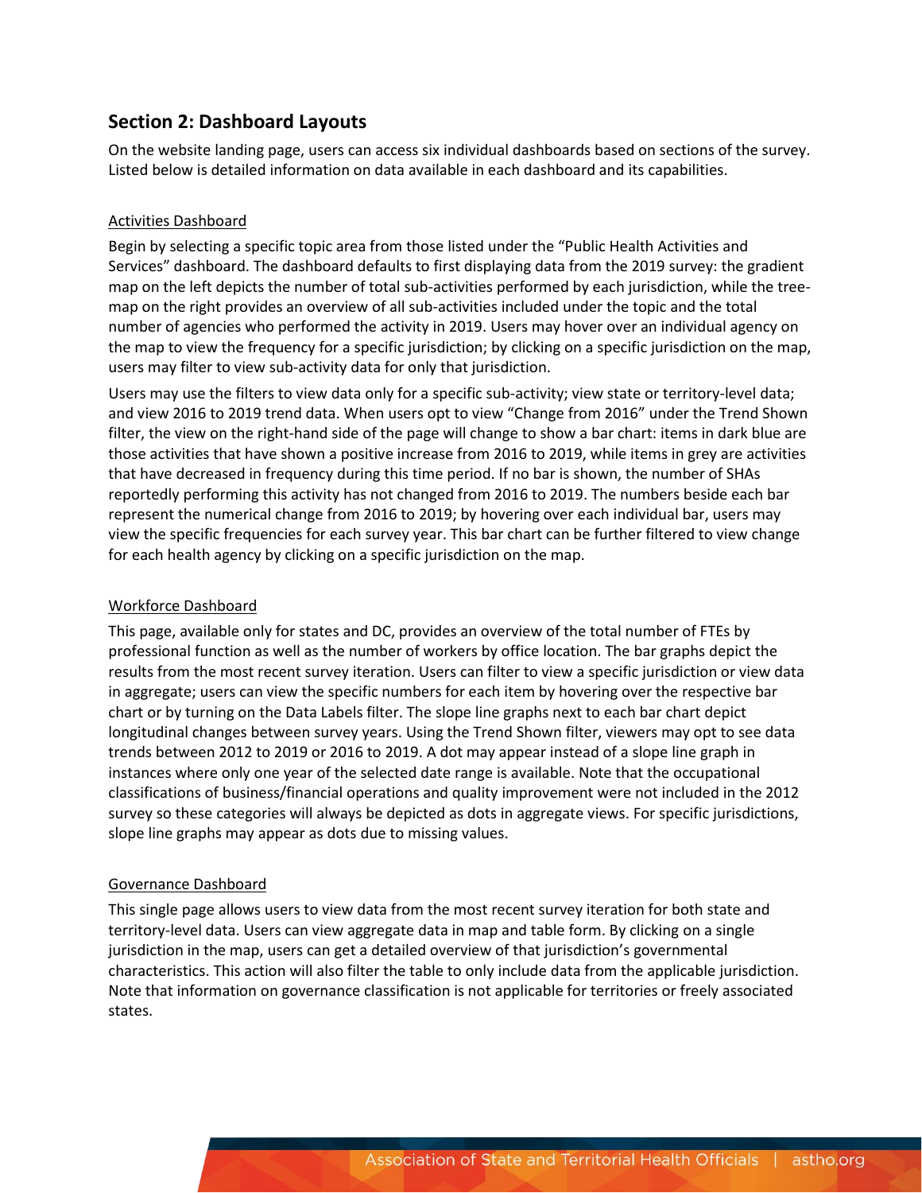## Section 2: Dashboard Layouts

On the website landing page, users can access six individual dashboards based on sections of the survey. Listed below is detailed information on data available in each dashboard and its capabilities.

### Activities Dashboard

Begin by selecting a specific topic area from those listed under the "Public Health Activities and Services" dashboard. The dashboard defaults to first displaying data from the 2019 survey: the gradient map on the left depicts the number of total sub-activities performed by each jurisdiction, while the tree-map on the right provides an overview of all sub-activities included under the topic and the total number of agencies who performed the activity in 2019. Users may hover over an individual agency on the map to view the frequency for a specific jurisdiction; by clicking on a specific jurisdiction on the map, users may filter to view sub-activity data for only that jurisdiction.

Users may use the filters to view data only for a specific sub-activity; view state or territory-level data; and view 2016 to 2019 trend data. When users opt to view "Change from 2016" under the Trend Shown filter, the view on the right-hand side of the page will change to show a bar chart: items in dark blue are those activities that have shown a positive increase from 2016 to 2019, while items in grey are activities that have decreased in frequency during this time period. If no bar is shown, the number of SHAs reportedly performing this activity has not changed from 2016 to 2019. The numbers beside each bar represent the numerical change from 2016 to 2019; by hovering over each individual bar, users may view the specific frequencies for each survey year. This bar chart can be further filtered to view change for each health agency by clicking on a specific jurisdiction on the map.

### Workforce Dashboard

This page, available only for states and DC, provides an overview of the total number of FTEs by professional function as well as the number of workers by office location. The bar graphs depict the results from the most recent survey iteration. Users can filter to view a specific jurisdiction or view data in aggregate; users can view the specific numbers for each item by hovering over the respective bar chart or by turning on the Data Labels filter. The slope line graphs next to each bar chart depict longitudinal changes between survey years. Using the Trend Shown filter, viewers may opt to see data trends between 2012 to 2019 or 2016 to 2019. A dot may appear instead of a slope line graph in instances where only one year of the selected date range is available. Note that the occupational classifications of business/financial operations and quality improvement were not included in the 2012 survey so these categories will always be depicted as dots in aggregate views. For specific jurisdictions, slope line graphs may appear as dots due to missing values.

### Governance Dashboard

This single page allows users to view data from the most recent survey iteration for both state and territory-level data. Users can view aggregate data in map and table form. By clicking on a single jurisdiction in the map, users can get a detailed overview of that jurisdiction's governmental characteristics. This action will also filter the table to only include data from the applicable jurisdiction. Note that information on governance classification is not applicable for territories or freely associated states.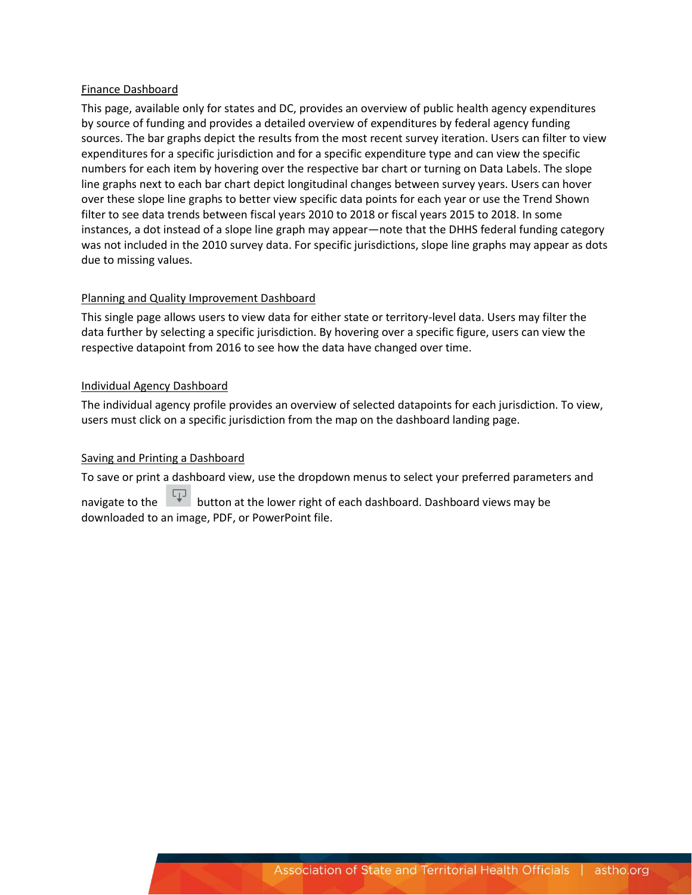### Finance Dashboard

This page, available only for states and DC, provides an overview of public health agency expenditures by source of funding and provides a detailed overview of expenditures by federal agency funding sources. The bar graphs depict the results from the most recent survey iteration. Users can filter to view expenditures for a specific jurisdiction and for a specific expenditure type and can view the specific numbers for each item by hovering over the respective bar chart or turning on Data Labels. The slope line graphs next to each bar chart depict longitudinal changes between survey years. Users can hover over these slope line graphs to better view specific data points for each year or use the Trend Shown filter to see data trends between fiscal years 2010 to 2018 or fiscal years 2015 to 2018. In some instances, a dot instead of a slope line graph may appear—note that the DHHS federal funding category was not included in the 2010 survey data. For specific jurisdictions, slope line graphs may appear as dots due to missing values.

### Planning and Quality Improvement Dashboard

This single page allows users to view data for either state or territory-level data. Users may filter the data further by selecting a specific jurisdiction. By hovering over a specific figure, users can view the respective datapoint from 2016 to see how the data have changed over time.

### Individual Agency Dashboard

The individual agency profile provides an overview of selected datapoints for each jurisdiction. To view, users must click on a specific jurisdiction from the map on the dashboard landing page.

### Saving and Printing a Dashboard

To save or print a dashboard view, use the dropdown menus to select your preferred parameters and navigate to the button at the lower right of each dashboard. Dashboard views may be downloaded to an image, PDF, or PowerPoint file.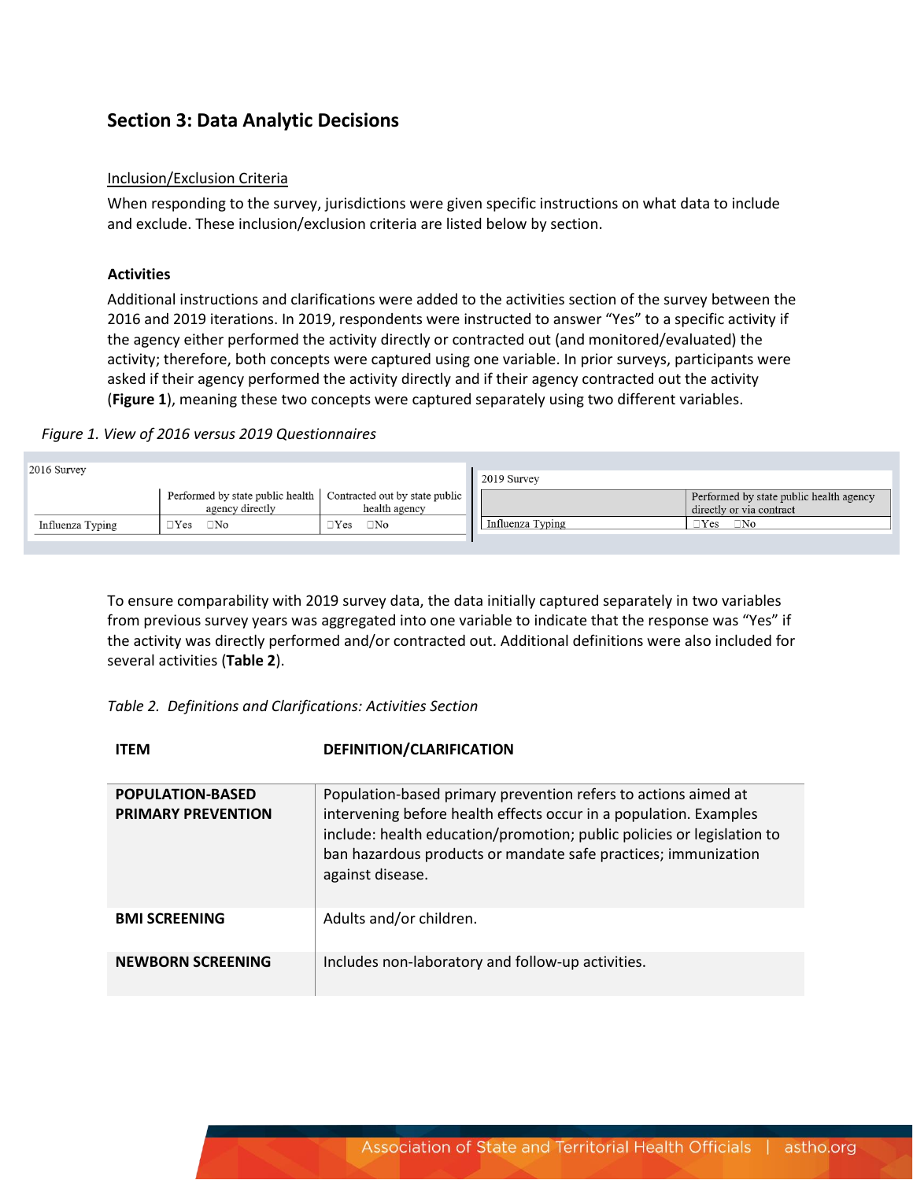## Section 3: Data Analytic Decisions

Inclusion/Exclusion Criteria

When responding to the survey, jurisdictions were given specific instructions on what data to include and exclude. These inclusion/exclusion criteria are listed below by section.

### Activities

Additional instructions and clarifications were added to the activities section of the survey between the 2016 and 2019 iterations. In 2019, respondents were instructed to answer "Yes" to a specific activity if the agency either performed the activity directly or contracted out (and monitored/evaluated) the activity; therefore, both concepts were captured using one variable. In prior surveys, participants were asked if their agency performed the activity directly and if their agency contracted out the activity (**Figure 1**), meaning these two concepts were captured separately using two different variables.

*Figure 1. View of 2016 versus 2019 Questionnaires*

2016 Survey

| | Performed by state public health agency directly | Contracted out by state public health agency |
|---|---|---|
| Influenza Typing | ☐Yes ☐No | ☐Yes ☐No |

2019 Survey

| | Performed by state public health agency directly or via contract |
|---|---|
| Influenza Typing | ☐Yes ☐No |

To ensure comparability with 2019 survey data, the data initially captured separately in two variables from previous survey years was aggregated into one variable to indicate that the response was "Yes" if the activity was directly performed and/or contracted out. Additional definitions were also included for several activities (**Table 2**).

*Table 2. Definitions and Clarifications: Activities Section*

| ITEM | DEFINITION/CLARIFICATION |
|---|---|
| **POPULATION-BASED PRIMARY PREVENTION** | Population-based primary prevention refers to actions aimed at intervening before health effects occur in a population. Examples include: health education/promotion; public policies or legislation to ban hazardous products or mandate safe practices; immunization against disease. |
| **BMI SCREENING** | Adults and/or children. |
| **NEWBORN SCREENING** | Includes non-laboratory and follow-up activities. |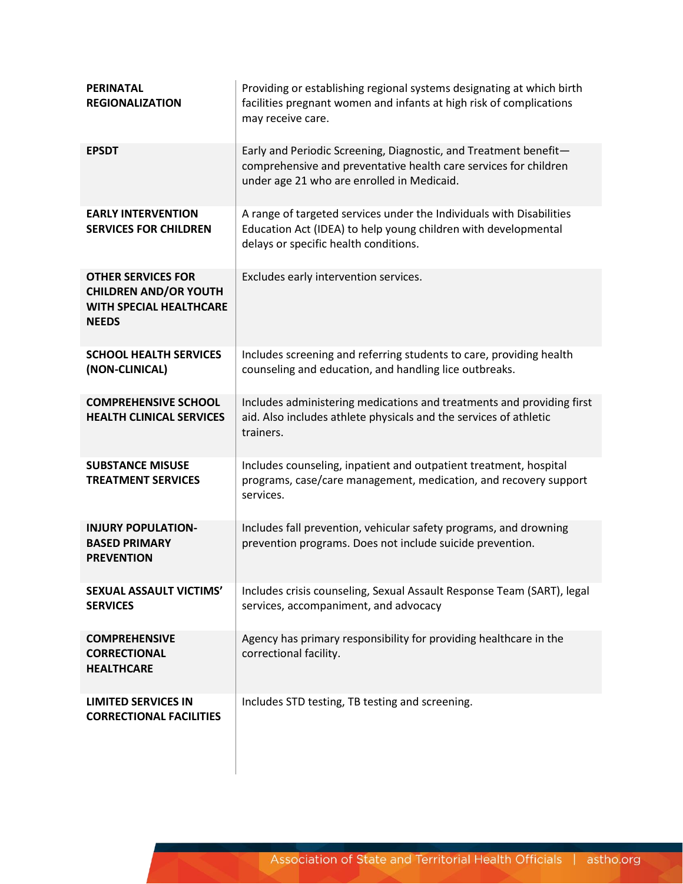| | |
|---|---|
| **PERINATAL REGIONALIZATION** | Providing or establishing regional systems designating at which birth facilities pregnant women and infants at high risk of complications may receive care. |
| **EPSDT** | Early and Periodic Screening, Diagnostic, and Treatment benefit—comprehensive and preventative health care services for children under age 21 who are enrolled in Medicaid. |
| **EARLY INTERVENTION SERVICES FOR CHILDREN** | A range of targeted services under the Individuals with Disabilities Education Act (IDEA) to help young children with developmental delays or specific health conditions. |
| **OTHER SERVICES FOR CHILDREN AND/OR YOUTH WITH SPECIAL HEALTHCARE NEEDS** | Excludes early intervention services. |
| **SCHOOL HEALTH SERVICES (NON-CLINICAL)** | Includes screening and referring students to care, providing health counseling and education, and handling lice outbreaks. |
| **COMPREHENSIVE SCHOOL HEALTH CLINICAL SERVICES** | Includes administering medications and treatments and providing first aid. Also includes athlete physicals and the services of athletic trainers. |
| **SUBSTANCE MISUSE TREATMENT SERVICES** | Includes counseling, inpatient and outpatient treatment, hospital programs, case/care management, medication, and recovery support services. |
| **INJURY POPULATION-BASED PRIMARY PREVENTION** | Includes fall prevention, vehicular safety programs, and drowning prevention programs. Does not include suicide prevention. |
| **SEXUAL ASSAULT VICTIMS' SERVICES** | Includes crisis counseling, Sexual Assault Response Team (SART), legal services, accompaniment, and advocacy |
| **COMPREHENSIVE CORRECTIONAL HEALTHCARE** | Agency has primary responsibility for providing healthcare in the correctional facility. |
| **LIMITED SERVICES IN CORRECTIONAL FACILITIES** | Includes STD testing, TB testing and screening. |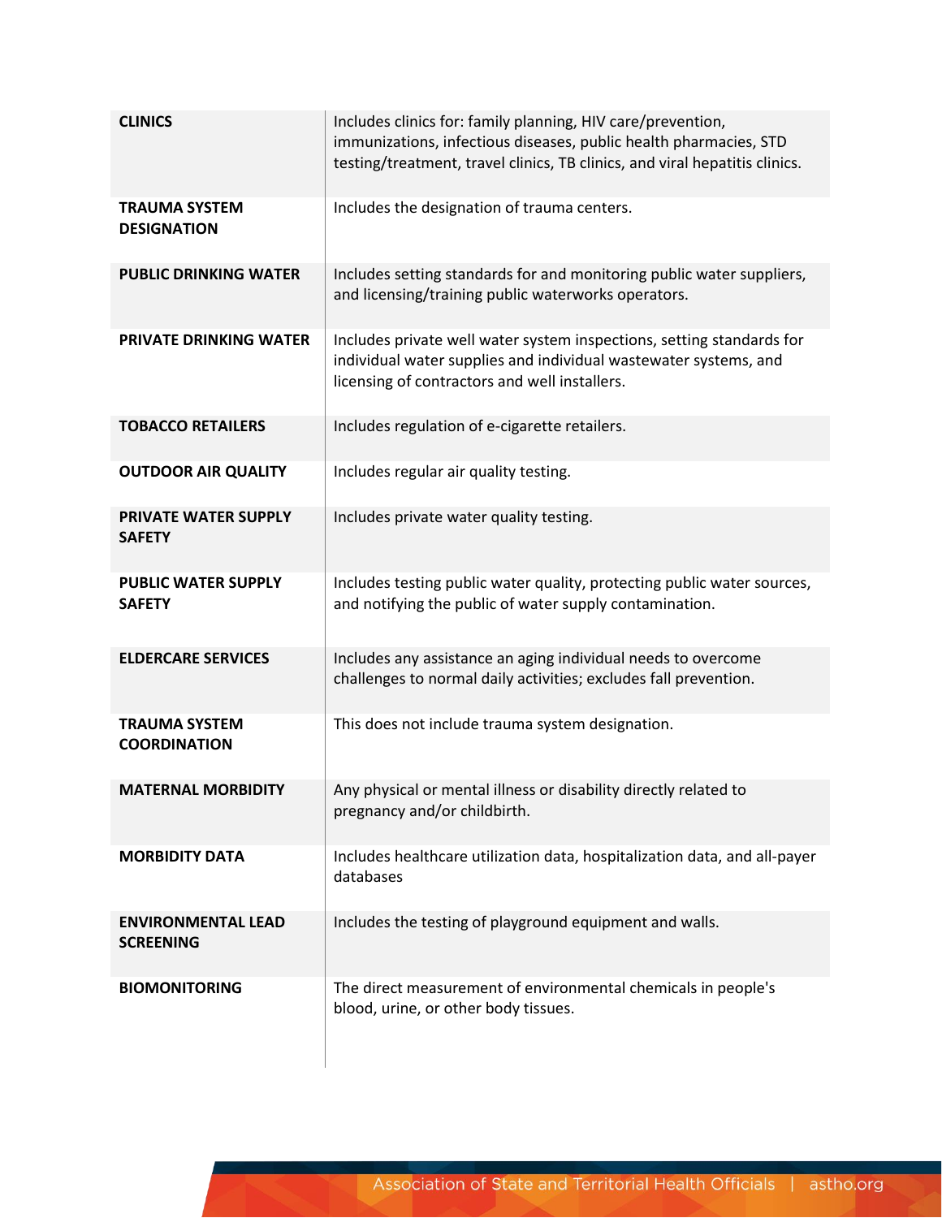| | |
|---|---|
| **CLINICS** | Includes clinics for: family planning, HIV care/prevention, immunizations, infectious diseases, public health pharmacies, STD testing/treatment, travel clinics, TB clinics, and viral hepatitis clinics. |
| **TRAUMA SYSTEM DESIGNATION** | Includes the designation of trauma centers. |
| **PUBLIC DRINKING WATER** | Includes setting standards for and monitoring public water suppliers, and licensing/training public waterworks operators. |
| **PRIVATE DRINKING WATER** | Includes private well water system inspections, setting standards for individual water supplies and individual wastewater systems, and licensing of contractors and well installers. |
| **TOBACCO RETAILERS** | Includes regulation of e-cigarette retailers. |
| **OUTDOOR AIR QUALITY** | Includes regular air quality testing. |
| **PRIVATE WATER SUPPLY SAFETY** | Includes private water quality testing. |
| **PUBLIC WATER SUPPLY SAFETY** | Includes testing public water quality, protecting public water sources, and notifying the public of water supply contamination. |
| **ELDERCARE SERVICES** | Includes any assistance an aging individual needs to overcome challenges to normal daily activities; excludes fall prevention. |
| **TRAUMA SYSTEM COORDINATION** | This does not include trauma system designation. |
| **MATERNAL MORBIDITY** | Any physical or mental illness or disability directly related to pregnancy and/or childbirth. |
| **MORBIDITY DATA** | Includes healthcare utilization data, hospitalization data, and all-payer databases |
| **ENVIRONMENTAL LEAD SCREENING** | Includes the testing of playground equipment and walls. |
| **BIOMONITORING** | The direct measurement of environmental chemicals in people's blood, urine, or other body tissues. |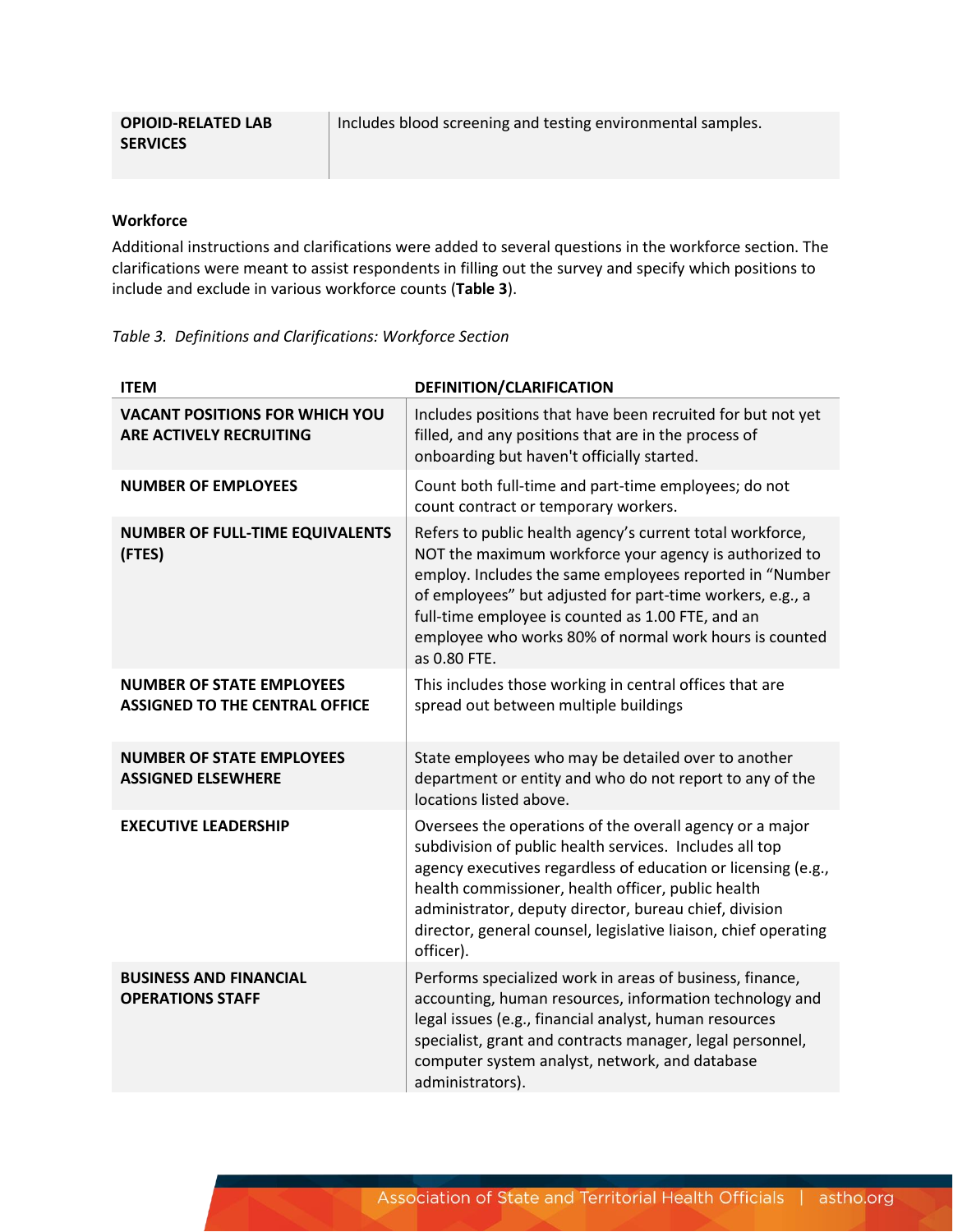| OPIOID-RELATED LAB SERVICES | Includes blood screening and testing environmental samples. |
|---|---|

**Workforce**

Additional instructions and clarifications were added to several questions in the workforce section. The clarifications were meant to assist respondents in filling out the survey and specify which positions to include and exclude in various workforce counts (**Table 3**).

*Table 3. Definitions and Clarifications: Workforce Section*

| ITEM | DEFINITION/CLARIFICATION |
|---|---|
| **VACANT POSITIONS FOR WHICH YOU ARE ACTIVELY RECRUITING** | Includes positions that have been recruited for but not yet filled, and any positions that are in the process of onboarding but haven't officially started. |
| **NUMBER OF EMPLOYEES** | Count both full-time and part-time employees; do not count contract or temporary workers. |
| **NUMBER OF FULL-TIME EQUIVALENTS (FTES)** | Refers to public health agency's current total workforce, NOT the maximum workforce your agency is authorized to employ. Includes the same employees reported in "Number of employees" but adjusted for part-time workers, e.g., a full-time employee is counted as 1.00 FTE, and an employee who works 80% of normal work hours is counted as 0.80 FTE. |
| **NUMBER OF STATE EMPLOYEES ASSIGNED TO THE CENTRAL OFFICE** | This includes those working in central offices that are spread out between multiple buildings |
| **NUMBER OF STATE EMPLOYEES ASSIGNED ELSEWHERE** | State employees who may be detailed over to another department or entity and who do not report to any of the locations listed above. |
| **EXECUTIVE LEADERSHIP** | Oversees the operations of the overall agency or a major subdivision of public health services. Includes all top agency executives regardless of education or licensing (e.g., health commissioner, health officer, public health administrator, deputy director, bureau chief, division director, general counsel, legislative liaison, chief operating officer). |
| **BUSINESS AND FINANCIAL OPERATIONS STAFF** | Performs specialized work in areas of business, finance, accounting, human resources, information technology and legal issues (e.g., financial analyst, human resources specialist, grant and contracts manager, legal personnel, computer system analyst, network, and database administrators). |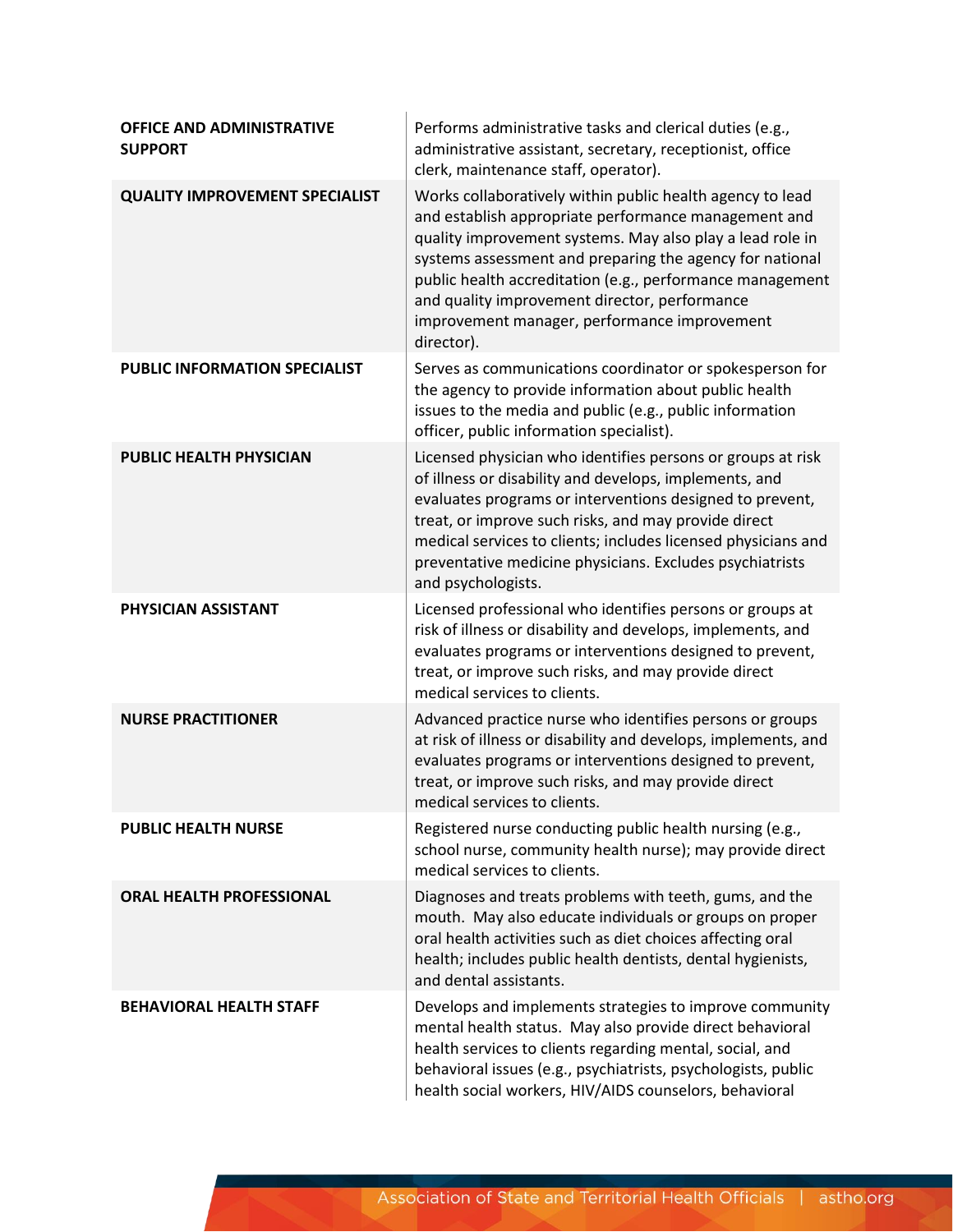| | |
|---|---|
| **OFFICE AND ADMINISTRATIVE SUPPORT** | Performs administrative tasks and clerical duties (e.g., administrative assistant, secretary, receptionist, office clerk, maintenance staff, operator). |
| **QUALITY IMPROVEMENT SPECIALIST** | Works collaboratively within public health agency to lead and establish appropriate performance management and quality improvement systems. May also play a lead role in systems assessment and preparing the agency for national public health accreditation (e.g., performance management and quality improvement director, performance improvement manager, performance improvement director). |
| **PUBLIC INFORMATION SPECIALIST** | Serves as communications coordinator or spokesperson for the agency to provide information about public health issues to the media and public (e.g., public information officer, public information specialist). |
| **PUBLIC HEALTH PHYSICIAN** | Licensed physician who identifies persons or groups at risk of illness or disability and develops, implements, and evaluates programs or interventions designed to prevent, treat, or improve such risks, and may provide direct medical services to clients; includes licensed physicians and preventative medicine physicians. Excludes psychiatrists and psychologists. |
| **PHYSICIAN ASSISTANT** | Licensed professional who identifies persons or groups at risk of illness or disability and develops, implements, and evaluates programs or interventions designed to prevent, treat, or improve such risks, and may provide direct medical services to clients. |
| **NURSE PRACTITIONER** | Advanced practice nurse who identifies persons or groups at risk of illness or disability and develops, implements, and evaluates programs or interventions designed to prevent, treat, or improve such risks, and may provide direct medical services to clients. |
| **PUBLIC HEALTH NURSE** | Registered nurse conducting public health nursing (e.g., school nurse, community health nurse); may provide direct medical services to clients. |
| **ORAL HEALTH PROFESSIONAL** | Diagnoses and treats problems with teeth, gums, and the mouth. May also educate individuals or groups on proper oral health activities such as diet choices affecting oral health; includes public health dentists, dental hygienists, and dental assistants. |
| **BEHAVIORAL HEALTH STAFF** | Develops and implements strategies to improve community mental health status. May also provide direct behavioral health services to clients regarding mental, social, and behavioral issues (e.g., psychiatrists, psychologists, public health social workers, HIV/AIDS counselors, behavioral |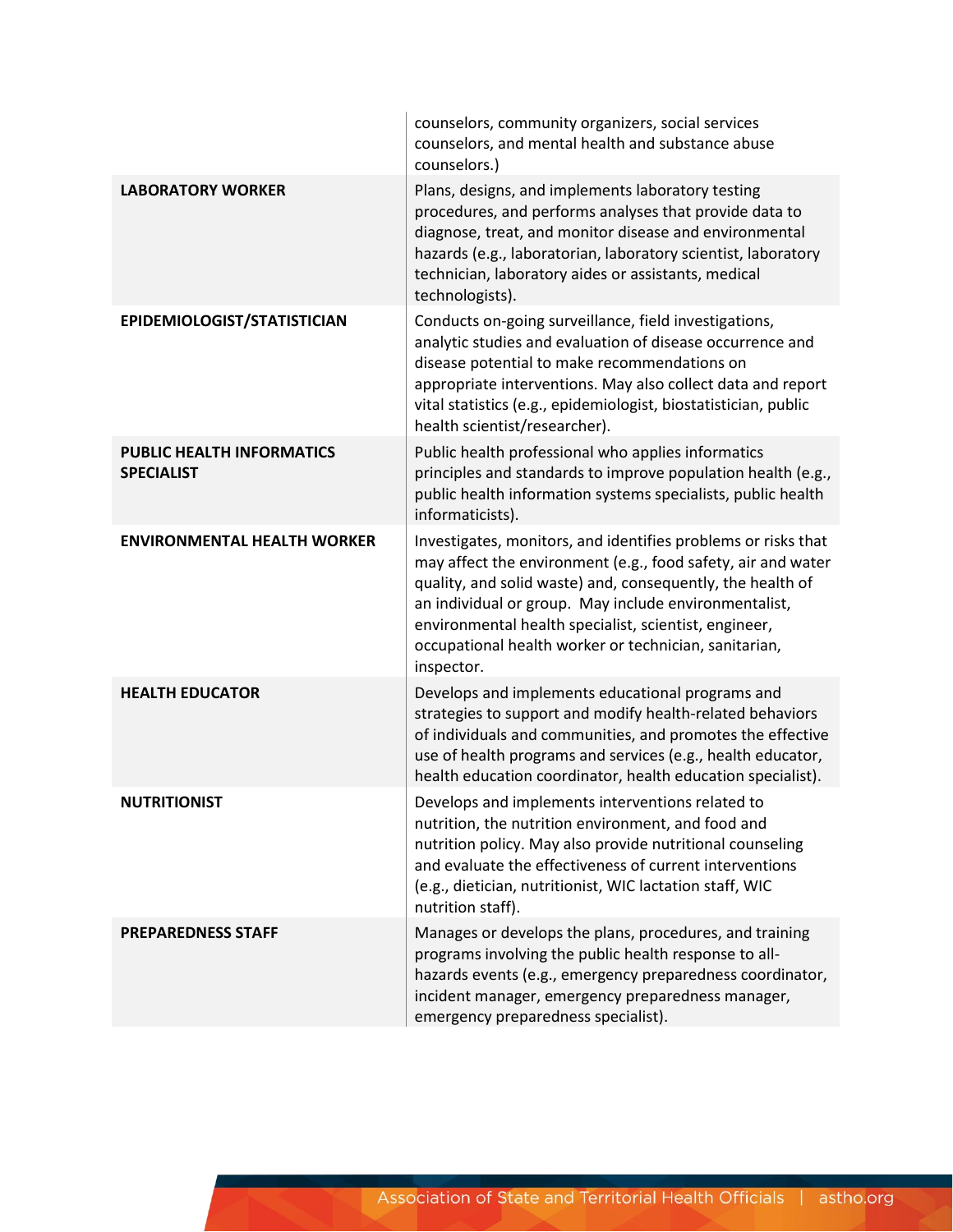| | |
|---|---|
| | counselors, community organizers, social services counselors, and mental health and substance abuse counselors.) |
| **LABORATORY WORKER** | Plans, designs, and implements laboratory testing procedures, and performs analyses that provide data to diagnose, treat, and monitor disease and environmental hazards (e.g., laboratorian, laboratory scientist, laboratory technician, laboratory aides or assistants, medical technologists). |
| **EPIDEMIOLOGIST/STATISTICIAN** | Conducts on-going surveillance, field investigations, analytic studies and evaluation of disease occurrence and disease potential to make recommendations on appropriate interventions. May also collect data and report vital statistics (e.g., epidemiologist, biostatistician, public health scientist/researcher). |
| **PUBLIC HEALTH INFORMATICS SPECIALIST** | Public health professional who applies informatics principles and standards to improve population health (e.g., public health information systems specialists, public health informaticists). |
| **ENVIRONMENTAL HEALTH WORKER** | Investigates, monitors, and identifies problems or risks that may affect the environment (e.g., food safety, air and water quality, and solid waste) and, consequently, the health of an individual or group. May include environmentalist, environmental health specialist, scientist, engineer, occupational health worker or technician, sanitarian, inspector. |
| **HEALTH EDUCATOR** | Develops and implements educational programs and strategies to support and modify health-related behaviors of individuals and communities, and promotes the effective use of health programs and services (e.g., health educator, health education coordinator, health education specialist). |
| **NUTRITIONIST** | Develops and implements interventions related to nutrition, the nutrition environment, and food and nutrition policy. May also provide nutritional counseling and evaluate the effectiveness of current interventions (e.g., dietician, nutritionist, WIC lactation staff, WIC nutrition staff). |
| **PREPAREDNESS STAFF** | Manages or develops the plans, procedures, and training programs involving the public health response to all-hazards events (e.g., emergency preparedness coordinator, incident manager, emergency preparedness manager, emergency preparedness specialist). |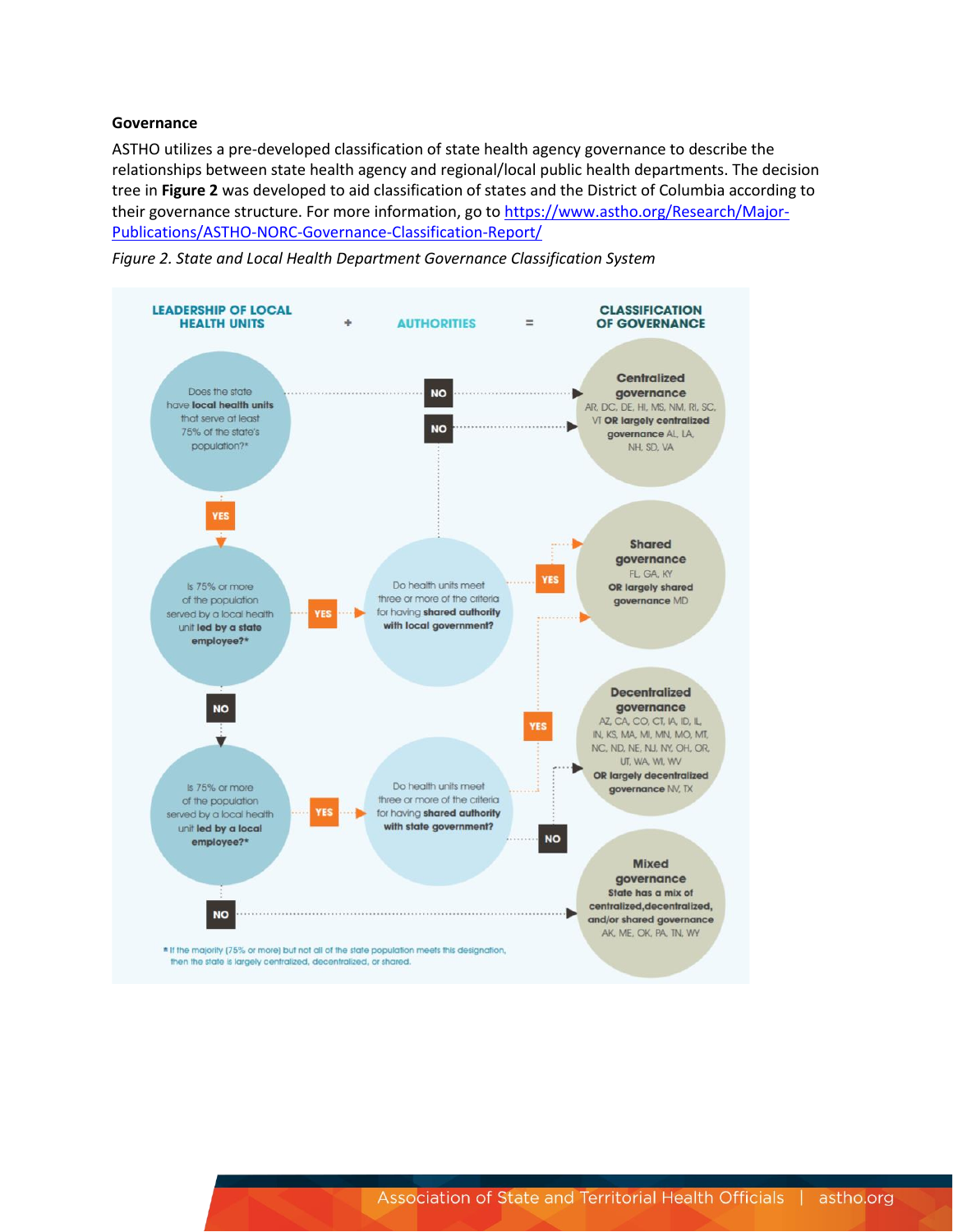### Governance

ASTHO utilizes a pre-developed classification of state health agency governance to describe the relationships between state health agency and regional/local public health departments. The decision tree in **Figure 2** was developed to aid classification of states and the District of Columbia according to their governance structure. For more information, go to [https://www.astho.org/Research/Major-Publications/ASTHO-NORC-Governance-Classification-Report/](https://www.astho.org/Research/Major-Publications/ASTHO-NORC-Governance-Classification-Report/)

*Figure 2. State and Local Health Department Governance Classification System*

**LEADERSHIP OF LOCAL HEALTH UNITS** + **AUTHORITIES** = **CLASSIFICATION OF GOVERNANCE**

Does the state have **local health units** that serve at least 75% of the state's population?*

- NO → **Centralized governance** AR, DC, DE, HI, MS, NM, RI, SC, VT **OR largely centralized governance** AL, LA, NH, SD, VA
- YES → Is 75% or more of the population served by a local health unit **led by a state employee?***
  - YES → Do health units meet three or more of the criteria for having **shared authority with local government?**
    - YES → **Shared governance** FL, GA, KY **OR largely shared governance** MD
    - NO → **Centralized governance** / **largely centralized governance**
  - NO → Is 75% or more of the population served by a local health unit **led by a local employee?***
    - YES → Do health units meet three or more of the criteria for having **shared authority with state government?**
      - YES → **Shared governance** / **largely shared governance**
      - NO → **Decentralized governance** AZ, CA, CO, CT, IA, ID, IL, IN, KS, MA, MI, MN, MO, MT, NC, ND, NE, NJ, NY, OH, OR, UT, WA, WI, WV **OR largely decentralized governance** NV, TX
    - NO → **Mixed governance** State has a mix of centralized, decentralized, and/or shared governance AK, ME, OK, PA, TN, WY

* If the majority (75% or more) but not all of the state population meets this designation, then the state is largely centralized, decentralized, or shared.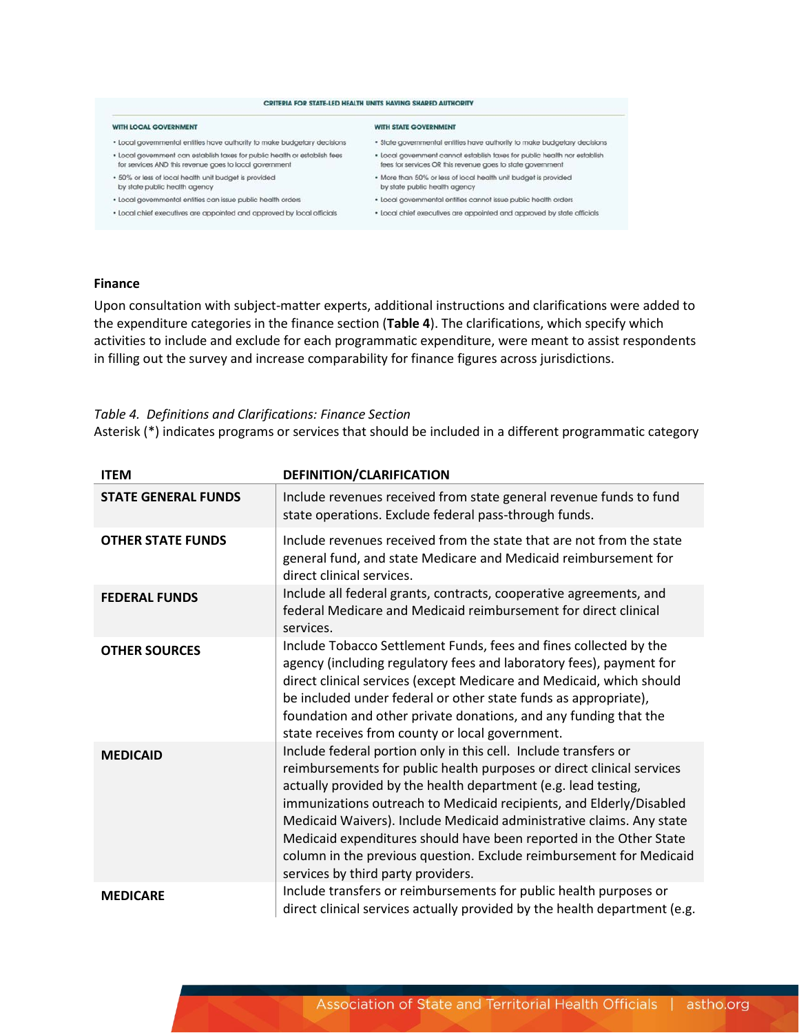CRITERIA FOR STATE-LED HEALTH UNITS HAVING SHARED AUTHORITY

| WITH LOCAL GOVERNMENT | WITH STATE GOVERNMENT |
|---|---|
| • Local governmental entities have authority to make budgetary decisions | • State governmental entities have authority to make budgetary decisions |
| • Local government can establish taxes for public health or establish fees for services AND this revenue goes to local government | • Local government cannot establish taxes for public health nor establish fees for services OR this revenue goes to state government |
| • 50% or less of local health unit budget is provided by state public health agency | • More than 50% or less of local health unit budget is provided by state public health agency |
| • Local governmental entities can issue public health orders | • Local governmental entities cannot issue public health orders |
| • Local chief executives are appointed and approved by local officials | • Local chief executives are appointed and approved by state officials |

**Finance**

Upon consultation with subject-matter experts, additional instructions and clarifications were added to the expenditure categories in the finance section (**Table 4**). The clarifications, which specify which activities to include and exclude for each programmatic expenditure, were meant to assist respondents in filling out the survey and increase comparability for finance figures across jurisdictions.

*Table 4. Definitions and Clarifications: Finance Section*
Asterisk (*) indicates programs or services that should be included in a different programmatic category

| ITEM | DEFINITION/CLARIFICATION |
|---|---|
| **STATE GENERAL FUNDS** | Include revenues received from state general revenue funds to fund state operations. Exclude federal pass-through funds. |
| **OTHER STATE FUNDS** | Include revenues received from the state that are not from the state general fund, and state Medicare and Medicaid reimbursement for direct clinical services. |
| **FEDERAL FUNDS** | Include all federal grants, contracts, cooperative agreements, and federal Medicare and Medicaid reimbursement for direct clinical services. |
| **OTHER SOURCES** | Include Tobacco Settlement Funds, fees and fines collected by the agency (including regulatory fees and laboratory fees), payment for direct clinical services (except Medicare and Medicaid, which should be included under federal or other state funds as appropriate), foundation and other private donations, and any funding that the state receives from county or local government. |
| **MEDICAID** | Include federal portion only in this cell. Include transfers or reimbursements for public health purposes or direct clinical services actually provided by the health department (e.g. lead testing, immunizations outreach to Medicaid recipients, and Elderly/Disabled Medicaid Waivers). Include Medicaid administrative claims. Any state Medicaid expenditures should have been reported in the Other State column in the previous question. Exclude reimbursement for Medicaid services by third party providers. |
| **MEDICARE** | Include transfers or reimbursements for public health purposes or direct clinical services actually provided by the health department (e.g. |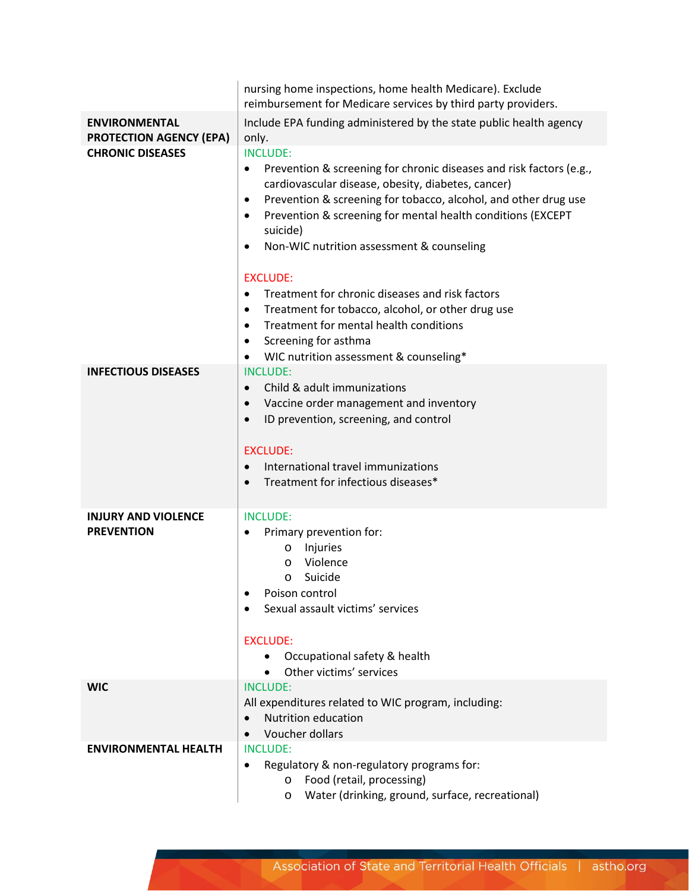| | |
|---|---|
| | nursing home inspections, home health Medicare). Exclude reimbursement for Medicare services by third party providers. |
| **ENVIRONMENTAL PROTECTION AGENCY (EPA)** | Include EPA funding administered by the state public health agency only. |
| **CHRONIC DISEASES** | INCLUDE:<br>• Prevention & screening for chronic diseases and risk factors (e.g., cardiovascular disease, obesity, diabetes, cancer)<br>• Prevention & screening for tobacco, alcohol, and other drug use<br>• Prevention & screening for mental health conditions (EXCEPT suicide)<br>• Non-WIC nutrition assessment & counseling<br><br>EXCLUDE:<br>• Treatment for chronic diseases and risk factors<br>• Treatment for tobacco, alcohol, or other drug use<br>• Treatment for mental health conditions<br>• Screening for asthma<br>• WIC nutrition assessment & counseling* |
| **INFECTIOUS DISEASES** | INCLUDE:<br>• Child & adult immunizations<br>• Vaccine order management and inventory<br>• ID prevention, screening, and control<br><br>EXCLUDE:<br>• International travel immunizations<br>• Treatment for infectious diseases* |
| **INJURY AND VIOLENCE PREVENTION** | INCLUDE:<br>• Primary prevention for:<br>&nbsp;&nbsp;&nbsp;&nbsp;o Injuries<br>&nbsp;&nbsp;&nbsp;&nbsp;o Violence<br>&nbsp;&nbsp;&nbsp;&nbsp;o Suicide<br>• Poison control<br>• Sexual assault victims' services<br><br>EXCLUDE:<br>• Occupational safety & health<br>• Other victims' services |
| **WIC** | INCLUDE:<br>All expenditures related to WIC program, including:<br>• Nutrition education<br>• Voucher dollars |
| **ENVIRONMENTAL HEALTH** | INCLUDE:<br>• Regulatory & non-regulatory programs for:<br>&nbsp;&nbsp;&nbsp;&nbsp;o Food (retail, processing)<br>&nbsp;&nbsp;&nbsp;&nbsp;o Water (drinking, ground, surface, recreational) |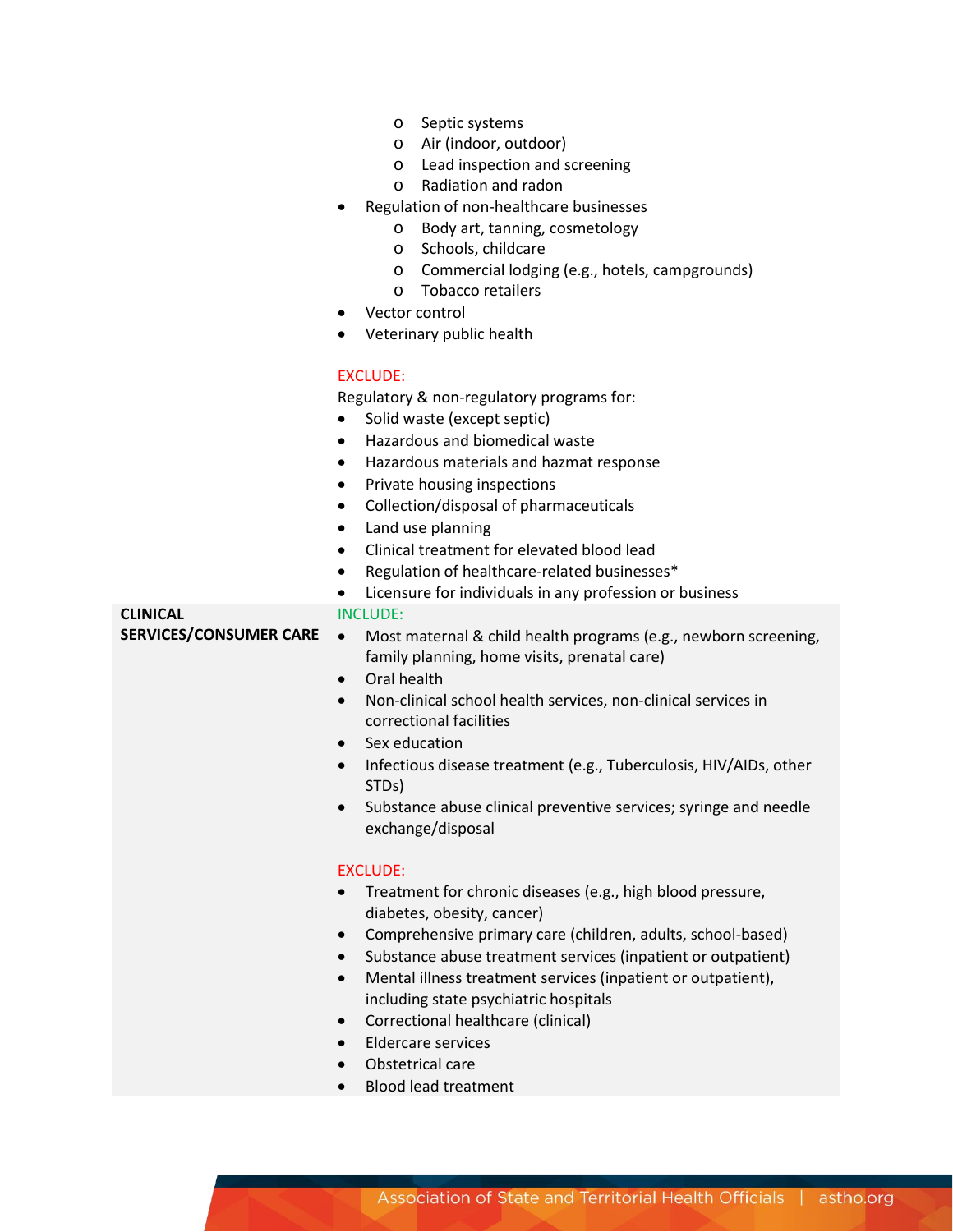| | |
|---|---|
| | <ul><li>o Septic systems</li><li>o Air (indoor, outdoor)</li><li>o Lead inspection and screening</li><li>o Radiation and radon</li></ul>• Regulation of non-healthcare businesses<ul><li>o Body art, tanning, cosmetology</li><li>o Schools, childcare</li><li>o Commercial lodging (e.g., hotels, campgrounds)</li><li>o Tobacco retailers</li></ul>• Vector control<br>• Veterinary public health<br><br>EXCLUDE:<br>Regulatory & non-regulatory programs for:<br>• Solid waste (except septic)<br>• Hazardous and biomedical waste<br>• Hazardous materials and hazmat response<br>• Private housing inspections<br>• Collection/disposal of pharmaceuticals<br>• Land use planning<br>• Clinical treatment for elevated blood lead<br>• Regulation of healthcare-related businesses*<br>• Licensure for individuals in any profession or business |
| **CLINICAL SERVICES/CONSUMER CARE** | INCLUDE:<br>• Most maternal & child health programs (e.g., newborn screening, family planning, home visits, prenatal care)<br>• Oral health<br>• Non-clinical school health services, non-clinical services in correctional facilities<br>• Sex education<br>• Infectious disease treatment (e.g., Tuberculosis, HIV/AIDs, other STDs)<br>• Substance abuse clinical preventive services; syringe and needle exchange/disposal<br><br>EXCLUDE:<br>• Treatment for chronic diseases (e.g., high blood pressure, diabetes, obesity, cancer)<br>• Comprehensive primary care (children, adults, school-based)<br>• Substance abuse treatment services (inpatient or outpatient)<br>• Mental illness treatment services (inpatient or outpatient), including state psychiatric hospitals<br>• Correctional healthcare (clinical)<br>• Eldercare services<br>• Obstetrical care<br>• Blood lead treatment |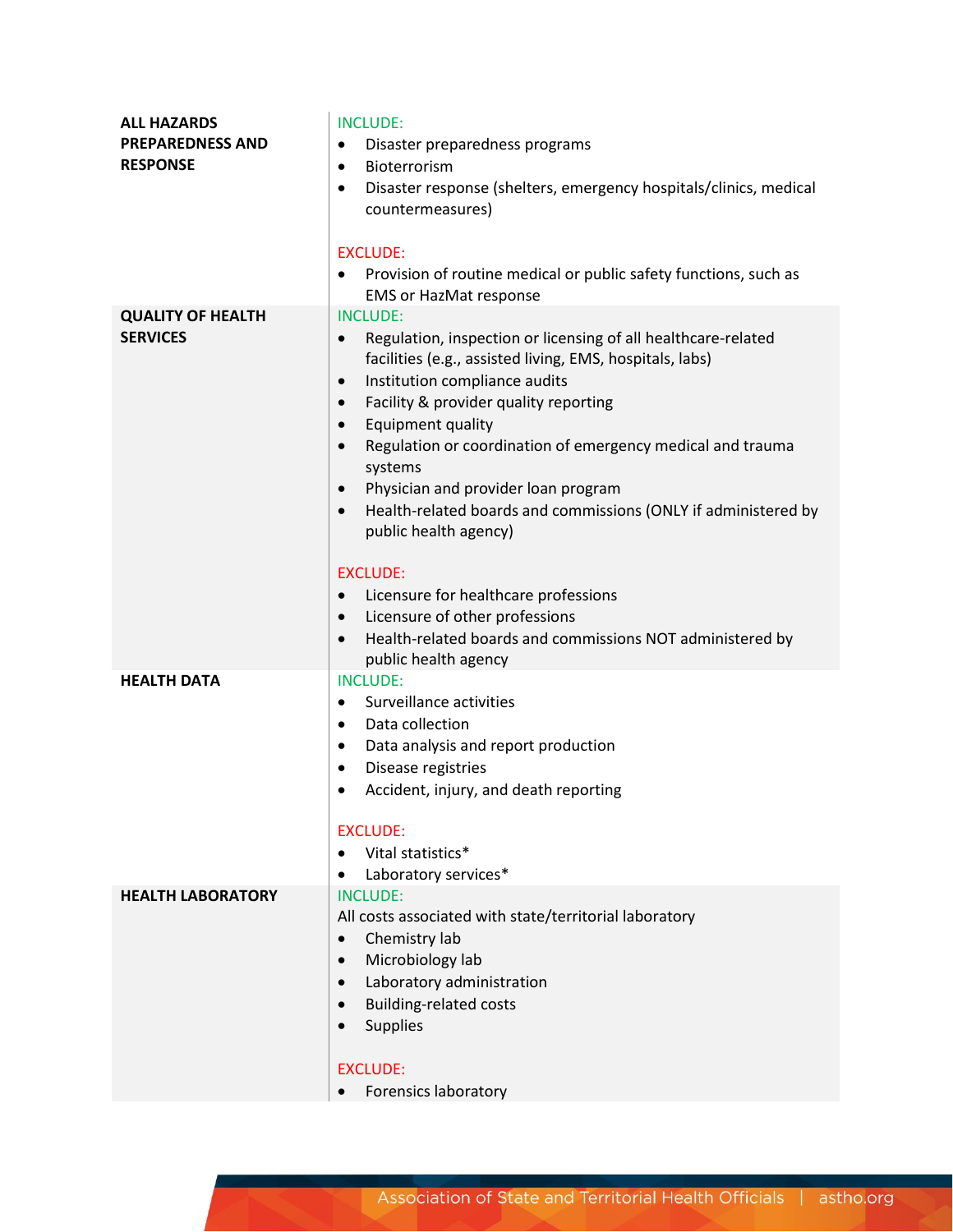| | |
|---|---|
| **ALL HAZARDS PREPAREDNESS AND RESPONSE** | INCLUDE:<br>• Disaster preparedness programs<br>• Bioterrorism<br>• Disaster response (shelters, emergency hospitals/clinics, medical countermeasures)<br><br>EXCLUDE:<br>• Provision of routine medical or public safety functions, such as EMS or HazMat response |
| **QUALITY OF HEALTH SERVICES** | INCLUDE:<br>• Regulation, inspection or licensing of all healthcare-related facilities (e.g., assisted living, EMS, hospitals, labs)<br>• Institution compliance audits<br>• Facility & provider quality reporting<br>• Equipment quality<br>• Regulation or coordination of emergency medical and trauma systems<br>• Physician and provider loan program<br>• Health-related boards and commissions (ONLY if administered by public health agency)<br><br>EXCLUDE:<br>• Licensure for healthcare professions<br>• Licensure of other professions<br>• Health-related boards and commissions NOT administered by public health agency |
| **HEALTH DATA** | INCLUDE:<br>• Surveillance activities<br>• Data collection<br>• Data analysis and report production<br>• Disease registries<br>• Accident, injury, and death reporting<br><br>EXCLUDE:<br>• Vital statistics*<br>• Laboratory services* |
| **HEALTH LABORATORY** | INCLUDE:<br>All costs associated with state/territorial laboratory<br>• Chemistry lab<br>• Microbiology lab<br>• Laboratory administration<br>• Building-related costs<br>• Supplies<br><br>EXCLUDE:<br>• Forensics laboratory |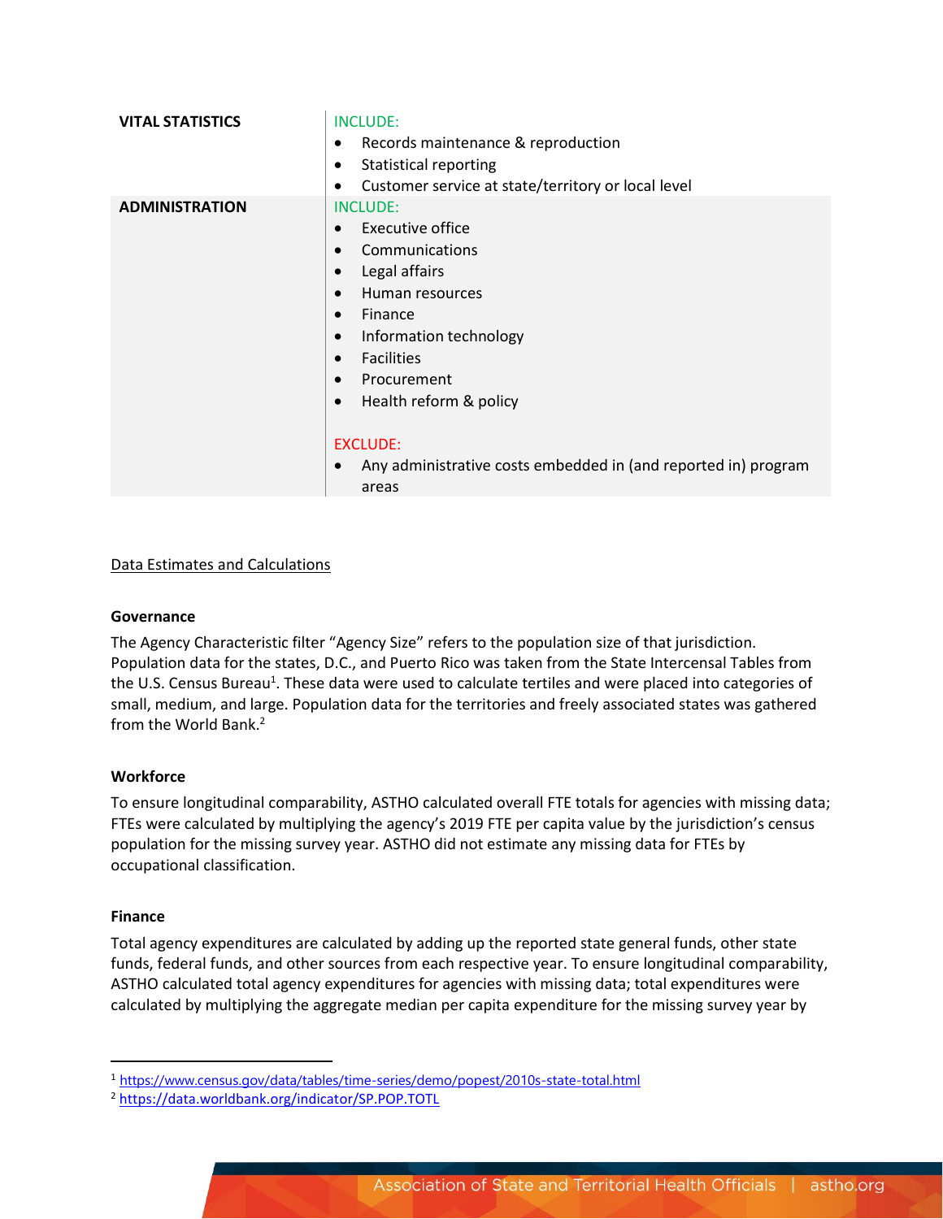| | |
|---|---|
| **VITAL STATISTICS** | INCLUDE:<br>• Records maintenance & reproduction<br>• Statistical reporting<br>• Customer service at state/territory or local level |
| **ADMINISTRATION** | INCLUDE:<br>• Executive office<br>• Communications<br>• Legal affairs<br>• Human resources<br>• Finance<br>• Information technology<br>• Facilities<br>• Procurement<br>• Health reform & policy<br><br>EXCLUDE:<br>• Any administrative costs embedded in (and reported in) program areas |

Data Estimates and Calculations

**Governance**

The Agency Characteristic filter "Agency Size" refers to the population size of that jurisdiction. Population data for the states, D.C., and Puerto Rico was taken from the State Intercensal Tables from the U.S. Census Bureau[1]. These data were used to calculate tertiles and were placed into categories of small, medium, and large. Population data for the territories and freely associated states was gathered from the World Bank.[2]

**Workforce**

To ensure longitudinal comparability, ASTHO calculated overall FTE totals for agencies with missing data; FTEs were calculated by multiplying the agency's 2019 FTE per capita value by the jurisdiction's census population for the missing survey year. ASTHO did not estimate any missing data for FTEs by occupational classification.

**Finance**

Total agency expenditures are calculated by adding up the reported state general funds, other state funds, federal funds, and other sources from each respective year. To ensure longitudinal comparability, ASTHO calculated total agency expenditures for agencies with missing data; total expenditures were calculated by multiplying the aggregate median per capita expenditure for the missing survey year by

[1] https://www.census.gov/data/tables/time-series/demo/popest/2010s-state-total.html

[2] https://data.worldbank.org/indicator/SP.POP.TOTL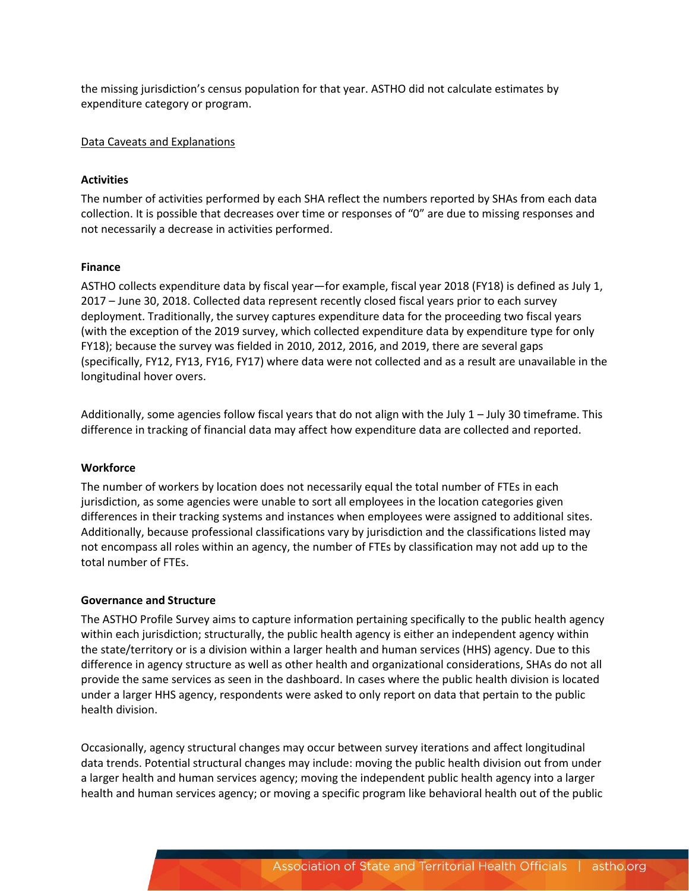the missing jurisdiction's census population for that year. ASTHO did not calculate estimates by expenditure category or program.

<u>Data Caveats and Explanations</u>

**Activities**

The number of activities performed by each SHA reflect the numbers reported by SHAs from each data collection. It is possible that decreases over time or responses of "0" are due to missing responses and not necessarily a decrease in activities performed.

**Finance**

ASTHO collects expenditure data by fiscal year—for example, fiscal year 2018 (FY18) is defined as July 1, 2017 – June 30, 2018. Collected data represent recently closed fiscal years prior to each survey deployment. Traditionally, the survey captures expenditure data for the proceeding two fiscal years (with the exception of the 2019 survey, which collected expenditure data by expenditure type for only FY18); because the survey was fielded in 2010, 2012, 2016, and 2019, there are several gaps (specifically, FY12, FY13, FY16, FY17) where data were not collected and as a result are unavailable in the longitudinal hover overs.

Additionally, some agencies follow fiscal years that do not align with the July 1 – July 30 timeframe. This difference in tracking of financial data may affect how expenditure data are collected and reported.

**Workforce**

The number of workers by location does not necessarily equal the total number of FTEs in each jurisdiction, as some agencies were unable to sort all employees in the location categories given differences in their tracking systems and instances when employees were assigned to additional sites. Additionally, because professional classifications vary by jurisdiction and the classifications listed may not encompass all roles within an agency, the number of FTEs by classification may not add up to the total number of FTEs.

**Governance and Structure**

The ASTHO Profile Survey aims to capture information pertaining specifically to the public health agency within each jurisdiction; structurally, the public health agency is either an independent agency within the state/territory or is a division within a larger health and human services (HHS) agency. Due to this difference in agency structure as well as other health and organizational considerations, SHAs do not all provide the same services as seen in the dashboard. In cases where the public health division is located under a larger HHS agency, respondents were asked to only report on data that pertain to the public health division.

Occasionally, agency structural changes may occur between survey iterations and affect longitudinal data trends. Potential structural changes may include: moving the public health division out from under a larger health and human services agency; moving the independent public health agency into a larger health and human services agency; or moving a specific program like behavioral health out of the public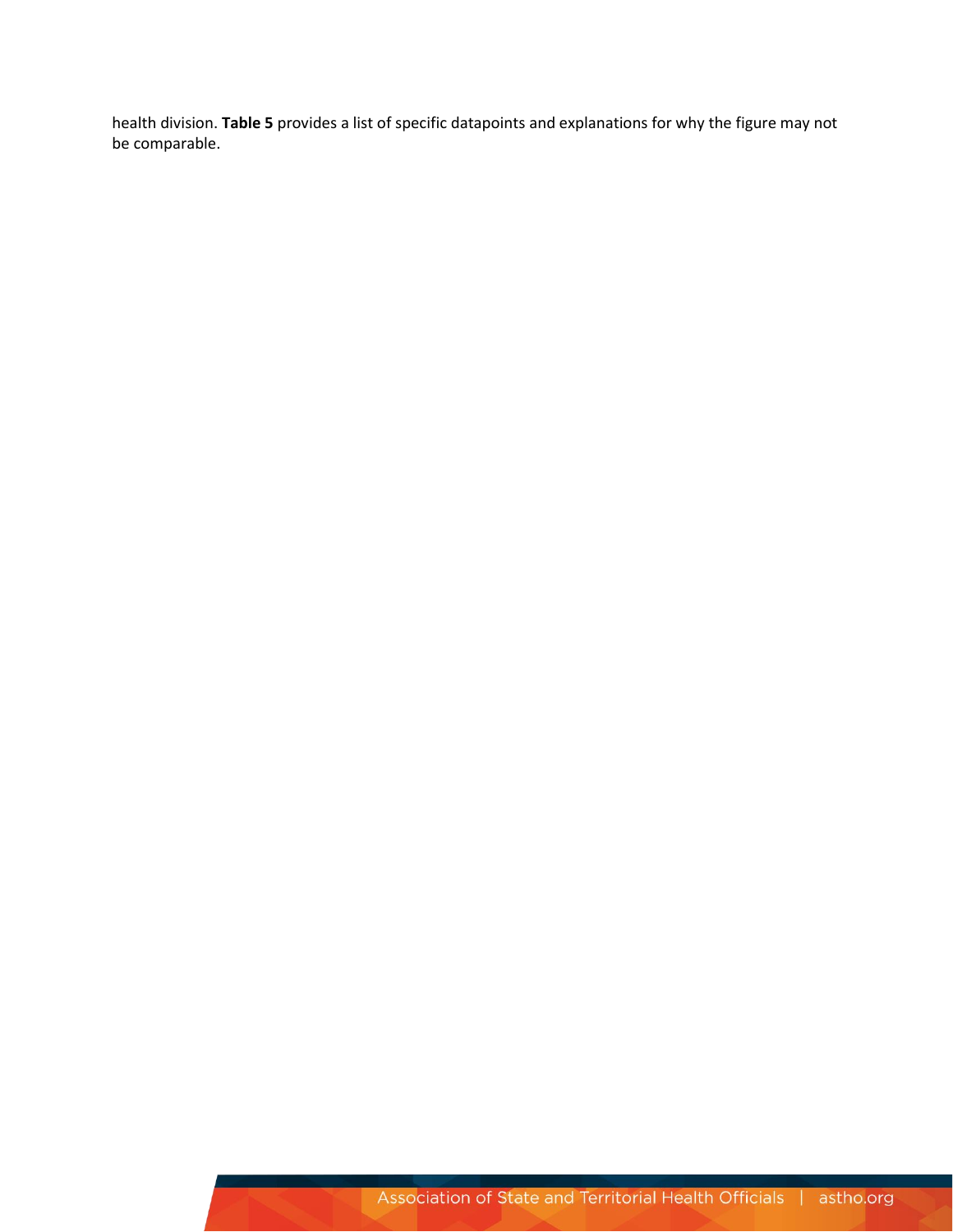health division. **Table 5** provides a list of specific datapoints and explanations for why the figure may not be comparable.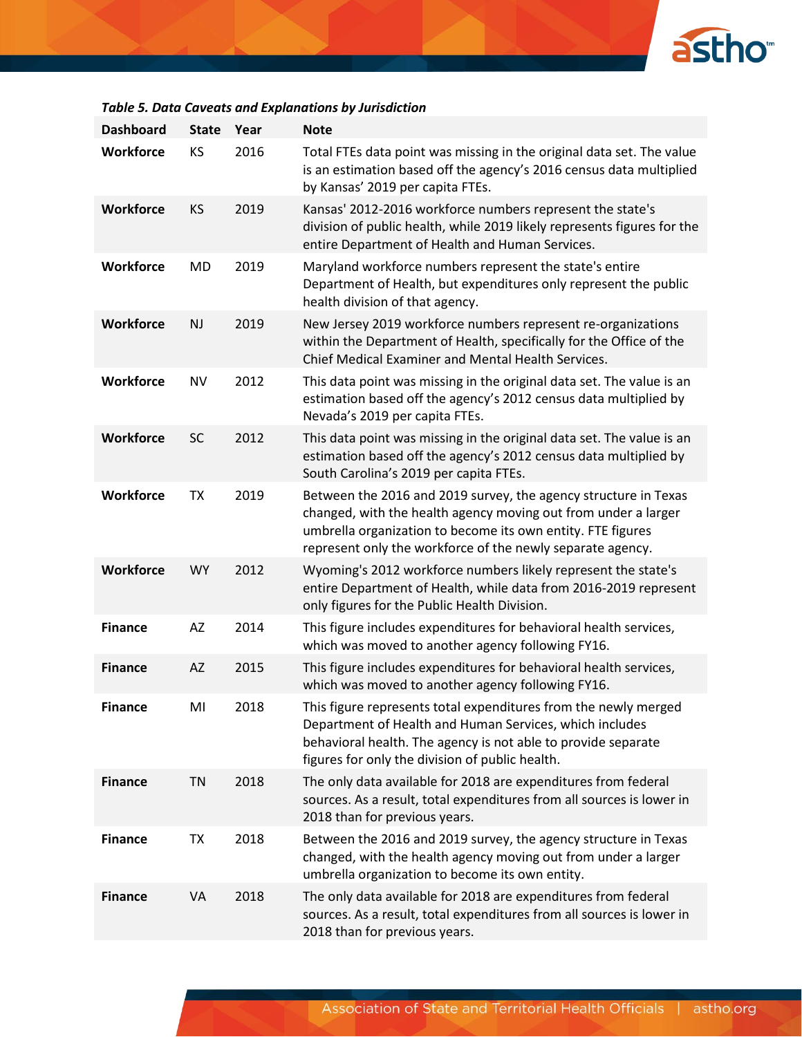*Table 5. Data Caveats and Explanations by Jurisdiction*

| Dashboard | State | Year | Note |
|---|---|---|---|
| **Workforce** | KS | 2016 | Total FTEs data point was missing in the original data set. The value is an estimation based off the agency's 2016 census data multiplied by Kansas' 2019 per capita FTEs. |
| **Workforce** | KS | 2019 | Kansas' 2012-2016 workforce numbers represent the state's division of public health, while 2019 likely represents figures for the entire Department of Health and Human Services. |
| **Workforce** | MD | 2019 | Maryland workforce numbers represent the state's entire Department of Health, but expenditures only represent the public health division of that agency. |
| **Workforce** | NJ | 2019 | New Jersey 2019 workforce numbers represent re-organizations within the Department of Health, specifically for the Office of the Chief Medical Examiner and Mental Health Services. |
| **Workforce** | NV | 2012 | This data point was missing in the original data set. The value is an estimation based off the agency's 2012 census data multiplied by Nevada's 2019 per capita FTEs. |
| **Workforce** | SC | 2012 | This data point was missing in the original data set. The value is an estimation based off the agency's 2012 census data multiplied by South Carolina's 2019 per capita FTEs. |
| **Workforce** | TX | 2019 | Between the 2016 and 2019 survey, the agency structure in Texas changed, with the health agency moving out from under a larger umbrella organization to become its own entity. FTE figures represent only the workforce of the newly separate agency. |
| **Workforce** | WY | 2012 | Wyoming's 2012 workforce numbers likely represent the state's entire Department of Health, while data from 2016-2019 represent only figures for the Public Health Division. |
| **Finance** | AZ | 2014 | This figure includes expenditures for behavioral health services, which was moved to another agency following FY16. |
| **Finance** | AZ | 2015 | This figure includes expenditures for behavioral health services, which was moved to another agency following FY16. |
| **Finance** | MI | 2018 | This figure represents total expenditures from the newly merged Department of Health and Human Services, which includes behavioral health. The agency is not able to provide separate figures for only the division of public health. |
| **Finance** | TN | 2018 | The only data available for 2018 are expenditures from federal sources. As a result, total expenditures from all sources is lower in 2018 than for previous years. |
| **Finance** | TX | 2018 | Between the 2016 and 2019 survey, the agency structure in Texas changed, with the health agency moving out from under a larger umbrella organization to become its own entity. |
| **Finance** | VA | 2018 | The only data available for 2018 are expenditures from federal sources. As a result, total expenditures from all sources is lower in 2018 than for previous years. |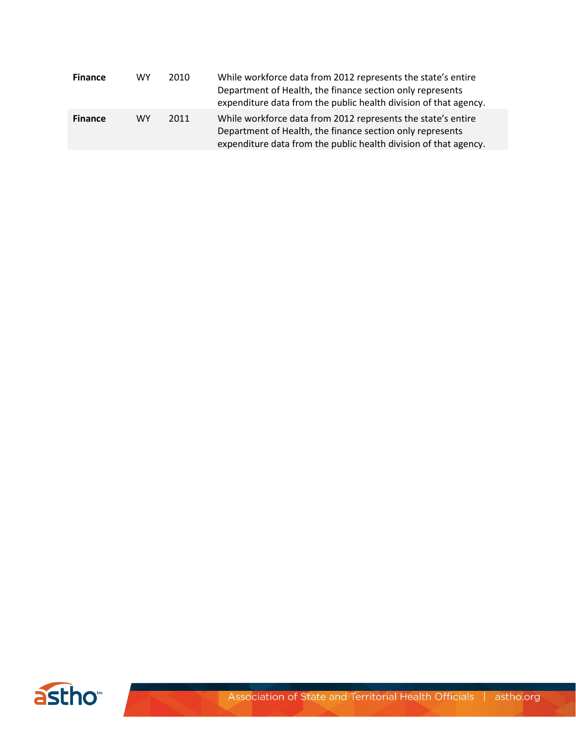| | | | |
|---|---|---|---|
| **Finance** | WY | 2010 | While workforce data from 2012 represents the state's entire Department of Health, the finance section only represents expenditure data from the public health division of that agency. |
| **Finance** | WY | 2011 | While workforce data from 2012 represents the state's entire Department of Health, the finance section only represents expenditure data from the public health division of that agency. |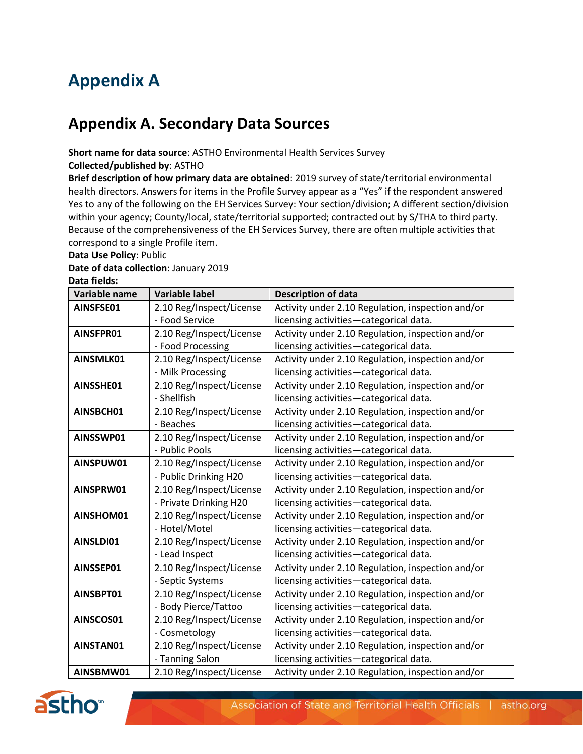# Appendix A

## Appendix A. Secondary Data Sources

**Short name for data source**: ASTHO Environmental Health Services Survey
**Collected/published by**: ASTHO
**Brief description of how primary data are obtained**: 2019 survey of state/territorial environmental health directors. Answers for items in the Profile Survey appear as a "Yes" if the respondent answered Yes to any of the following on the EH Services Survey: Your section/division; A different section/division within your agency; County/local, state/territorial supported; contracted out by S/THA to third party. Because of the comprehensiveness of the EH Services Survey, there are often multiple activities that correspond to a single Profile item.
**Data Use Policy**: Public
**Date of data collection**: January 2019
**Data fields:**

| Variable name | Variable label | Description of data |
|---|---|---|
| **AINSFSE01** | 2.10 Reg/Inspect/License - Food Service | Activity under 2.10 Regulation, inspection and/or licensing activities—categorical data. |
| **AINSFPR01** | 2.10 Reg/Inspect/License - Food Processing | Activity under 2.10 Regulation, inspection and/or licensing activities—categorical data. |
| **AINSMLK01** | 2.10 Reg/Inspect/License - Milk Processing | Activity under 2.10 Regulation, inspection and/or licensing activities—categorical data. |
| **AINSSHE01** | 2.10 Reg/Inspect/License - Shellfish | Activity under 2.10 Regulation, inspection and/or licensing activities—categorical data. |
| **AINSBCH01** | 2.10 Reg/Inspect/License - Beaches | Activity under 2.10 Regulation, inspection and/or licensing activities—categorical data. |
| **AINSSWP01** | 2.10 Reg/Inspect/License - Public Pools | Activity under 2.10 Regulation, inspection and/or licensing activities—categorical data. |
| **AINSPUW01** | 2.10 Reg/Inspect/License - Public Drinking H20 | Activity under 2.10 Regulation, inspection and/or licensing activities—categorical data. |
| **AINSPRW01** | 2.10 Reg/Inspect/License - Private Drinking H20 | Activity under 2.10 Regulation, inspection and/or licensing activities—categorical data. |
| **AINSHOM01** | 2.10 Reg/Inspect/License - Hotel/Motel | Activity under 2.10 Regulation, inspection and/or licensing activities—categorical data. |
| **AINSLDI01** | 2.10 Reg/Inspect/License - Lead Inspect | Activity under 2.10 Regulation, inspection and/or licensing activities—categorical data. |
| **AINSSEP01** | 2.10 Reg/Inspect/License - Septic Systems | Activity under 2.10 Regulation, inspection and/or licensing activities—categorical data. |
| **AINSBPT01** | 2.10 Reg/Inspect/License - Body Pierce/Tattoo | Activity under 2.10 Regulation, inspection and/or licensing activities—categorical data. |
| **AINSCOS01** | 2.10 Reg/Inspect/License - Cosmetology | Activity under 2.10 Regulation, inspection and/or licensing activities—categorical data. |
| **AINSTAN01** | 2.10 Reg/Inspect/License - Tanning Salon | Activity under 2.10 Regulation, inspection and/or licensing activities—categorical data. |
| **AINSBMW01** | 2.10 Reg/Inspect/License | Activity under 2.10 Regulation, inspection and/or |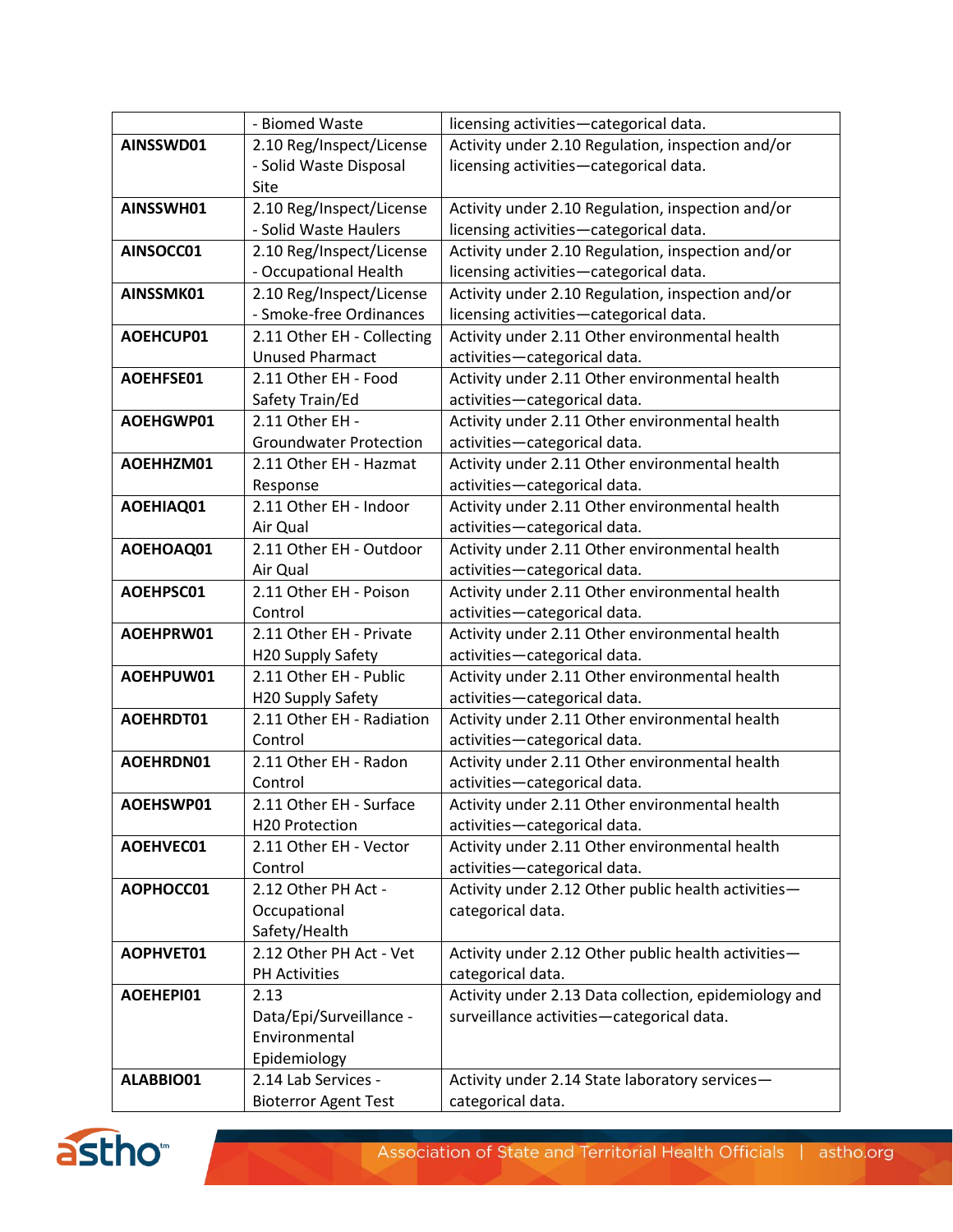| | - Biomed Waste | licensing activities—categorical data. |
|---|---|---|
| **AINSSWD01** | 2.10 Reg/Inspect/License - Solid Waste Disposal Site | Activity under 2.10 Regulation, inspection and/or licensing activities—categorical data. |
| **AINSSWH01** | 2.10 Reg/Inspect/License - Solid Waste Haulers | Activity under 2.10 Regulation, inspection and/or licensing activities—categorical data. |
| **AINSOCC01** | 2.10 Reg/Inspect/License - Occupational Health | Activity under 2.10 Regulation, inspection and/or licensing activities—categorical data. |
| **AINSSMK01** | 2.10 Reg/Inspect/License - Smoke-free Ordinances | Activity under 2.10 Regulation, inspection and/or licensing activities—categorical data. |
| **AOEHCUP01** | 2.11 Other EH - Collecting Unused Pharmact | Activity under 2.11 Other environmental health activities—categorical data. |
| **AOEHFSE01** | 2.11 Other EH - Food Safety Train/Ed | Activity under 2.11 Other environmental health activities—categorical data. |
| **AOEHGWP01** | 2.11 Other EH - Groundwater Protection | Activity under 2.11 Other environmental health activities—categorical data. |
| **AOEHHZM01** | 2.11 Other EH - Hazmat Response | Activity under 2.11 Other environmental health activities—categorical data. |
| **AOEHIAQ01** | 2.11 Other EH - Indoor Air Qual | Activity under 2.11 Other environmental health activities—categorical data. |
| **AOEHOAQ01** | 2.11 Other EH - Outdoor Air Qual | Activity under 2.11 Other environmental health activities—categorical data. |
| **AOEHPSC01** | 2.11 Other EH - Poison Control | Activity under 2.11 Other environmental health activities—categorical data. |
| **AOEHPRW01** | 2.11 Other EH - Private H20 Supply Safety | Activity under 2.11 Other environmental health activities—categorical data. |
| **AOEHPUW01** | 2.11 Other EH - Public H20 Supply Safety | Activity under 2.11 Other environmental health activities—categorical data. |
| **AOEHRDT01** | 2.11 Other EH - Radiation Control | Activity under 2.11 Other environmental health activities—categorical data. |
| **AOEHRDN01** | 2.11 Other EH - Radon Control | Activity under 2.11 Other environmental health activities—categorical data. |
| **AOEHSWP01** | 2.11 Other EH - Surface H20 Protection | Activity under 2.11 Other environmental health activities—categorical data. |
| **AOEHVEC01** | 2.11 Other EH - Vector Control | Activity under 2.11 Other environmental health activities—categorical data. |
| **AOPHOCC01** | 2.12 Other PH Act - Occupational Safety/Health | Activity under 2.12 Other public health activities—categorical data. |
| **AOPHVET01** | 2.12 Other PH Act - Vet PH Activities | Activity under 2.12 Other public health activities—categorical data. |
| **AOEHEPI01** | 2.13 Data/Epi/Surveillance - Environmental Epidemiology | Activity under 2.13 Data collection, epidemiology and surveillance activities—categorical data. |
| **ALABBIO01** | 2.14 Lab Services - Bioterror Agent Test | Activity under 2.14 State laboratory services—categorical data. |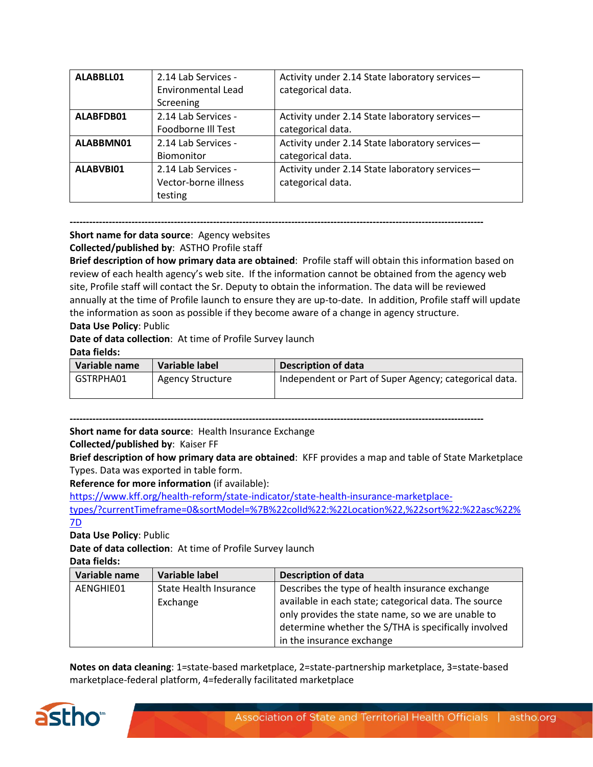| ALABBLL01 | 2.14 Lab Services - Environmental Lead Screening | Activity under 2.14 State laboratory services—categorical data. |
|---|---|---|
| ALABFDB01 | 2.14 Lab Services - Foodborne Ill Test | Activity under 2.14 State laboratory services—categorical data. |
| ALABBMN01 | 2.14 Lab Services - Biomonitor | Activity under 2.14 State laboratory services—categorical data. |
| ALABVBI01 | 2.14 Lab Services - Vector-borne illness testing | Activity under 2.14 State laboratory services—categorical data. |

---

**Short name for data source**: Agency websites
**Collected/published by**: ASTHO Profile staff
**Brief description of how primary data are obtained**: Profile staff will obtain this information based on review of each health agency's web site. If the information cannot be obtained from the agency web site, Profile staff will contact the Sr. Deputy to obtain the information. The data will be reviewed annually at the time of Profile launch to ensure they are up-to-date. In addition, Profile staff will update the information as soon as possible if they become aware of a change in agency structure.
**Data Use Policy**: Public
**Date of data collection**: At time of Profile Survey launch
**Data fields:**

| Variable name | Variable label | Description of data |
|---|---|---|
| GSTRPHA01 | Agency Structure | Independent or Part of Super Agency; categorical data. |

---

**Short name for data source**: Health Insurance Exchange
**Collected/published by**: Kaiser FF
**Brief description of how primary data are obtained**: KFF provides a map and table of State Marketplace Types. Data was exported in table form.
**Reference for more information** (if available):
https://www.kff.org/health-reform/state-indicator/state-health-insurance-marketplace-types/?currentTimeframe=0&sortModel=%7B%22colId%22:%22Location%22,%22sort%22:%22asc%22%7D
**Data Use Policy**: Public
**Date of data collection**: At time of Profile Survey launch
**Data fields:**

| Variable name | Variable label | Description of data |
|---|---|---|
| AENGHIE01 | State Health Insurance Exchange | Describes the type of health insurance exchange available in each state; categorical data. The source only provides the state name, so we are unable to determine whether the S/THA is specifically involved in the insurance exchange |

**Notes on data cleaning**: 1=state-based marketplace, 2=state-partnership marketplace, 3=state-based marketplace-federal platform, 4=federally facilitated marketplace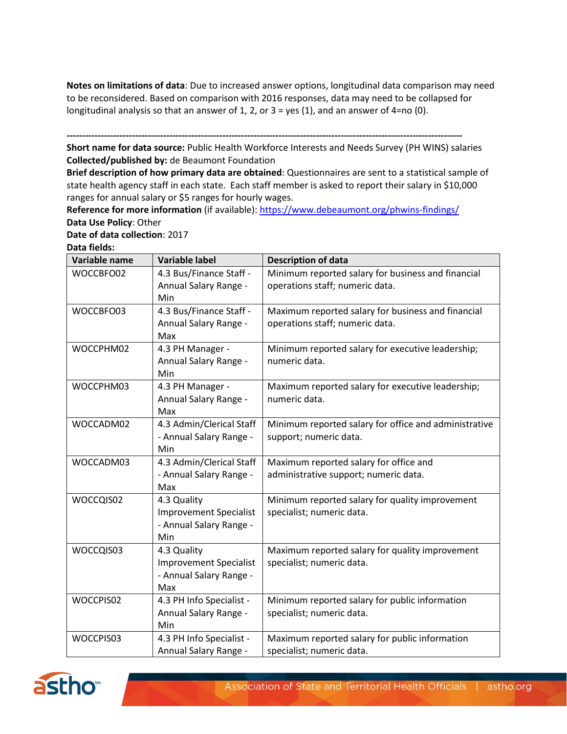**Notes on limitations of data**: Due to increased answer options, longitudinal data comparison may need to be reconsidered. Based on comparison with 2016 responses, data may need to be collapsed for longitudinal analysis so that an answer of 1, 2, or 3 = yes (1), and an answer of 4=no (0).

---

**Short name for data source:** Public Health Workforce Interests and Needs Survey (PH WINS) salaries
**Collected/published by:** de Beaumont Foundation
**Brief description of how primary data are obtained**: Questionnaires are sent to a statistical sample of state health agency staff in each state. Each staff member is asked to report their salary in $10,000 ranges for annual salary or $5 ranges for hourly wages.
**Reference for more information** (if available): https://www.debeaumont.org/phwins-findings/
**Data Use Policy**: Other
**Date of data collection**: 2017
**Data fields:**

| Variable name | Variable label | Description of data |
|---|---|---|
| WOCCBFO02 | 4.3 Bus/Finance Staff - Annual Salary Range - Min | Minimum reported salary for business and financial operations staff; numeric data. |
| WOCCBFO03 | 4.3 Bus/Finance Staff - Annual Salary Range - Max | Maximum reported salary for business and financial operations staff; numeric data. |
| WOCCPHM02 | 4.3 PH Manager - Annual Salary Range - Min | Minimum reported salary for executive leadership; numeric data. |
| WOCCPHM03 | 4.3 PH Manager - Annual Salary Range - Max | Maximum reported salary for executive leadership; numeric data. |
| WOCCADM02 | 4.3 Admin/Clerical Staff - Annual Salary Range - Min | Minimum reported salary for office and administrative support; numeric data. |
| WOCCADM03 | 4.3 Admin/Clerical Staff - Annual Salary Range - Max | Maximum reported salary for office and administrative support; numeric data. |
| WOCCQIS02 | 4.3 Quality Improvement Specialist - Annual Salary Range - Min | Minimum reported salary for quality improvement specialist; numeric data. |
| WOCCQIS03 | 4.3 Quality Improvement Specialist - Annual Salary Range - Max | Maximum reported salary for quality improvement specialist; numeric data. |
| WOCCPIS02 | 4.3 PH Info Specialist - Annual Salary Range - Min | Minimum reported salary for public information specialist; numeric data. |
| WOCCPIS03 | 4.3 PH Info Specialist - Annual Salary Range - | Maximum reported salary for public information specialist; numeric data. |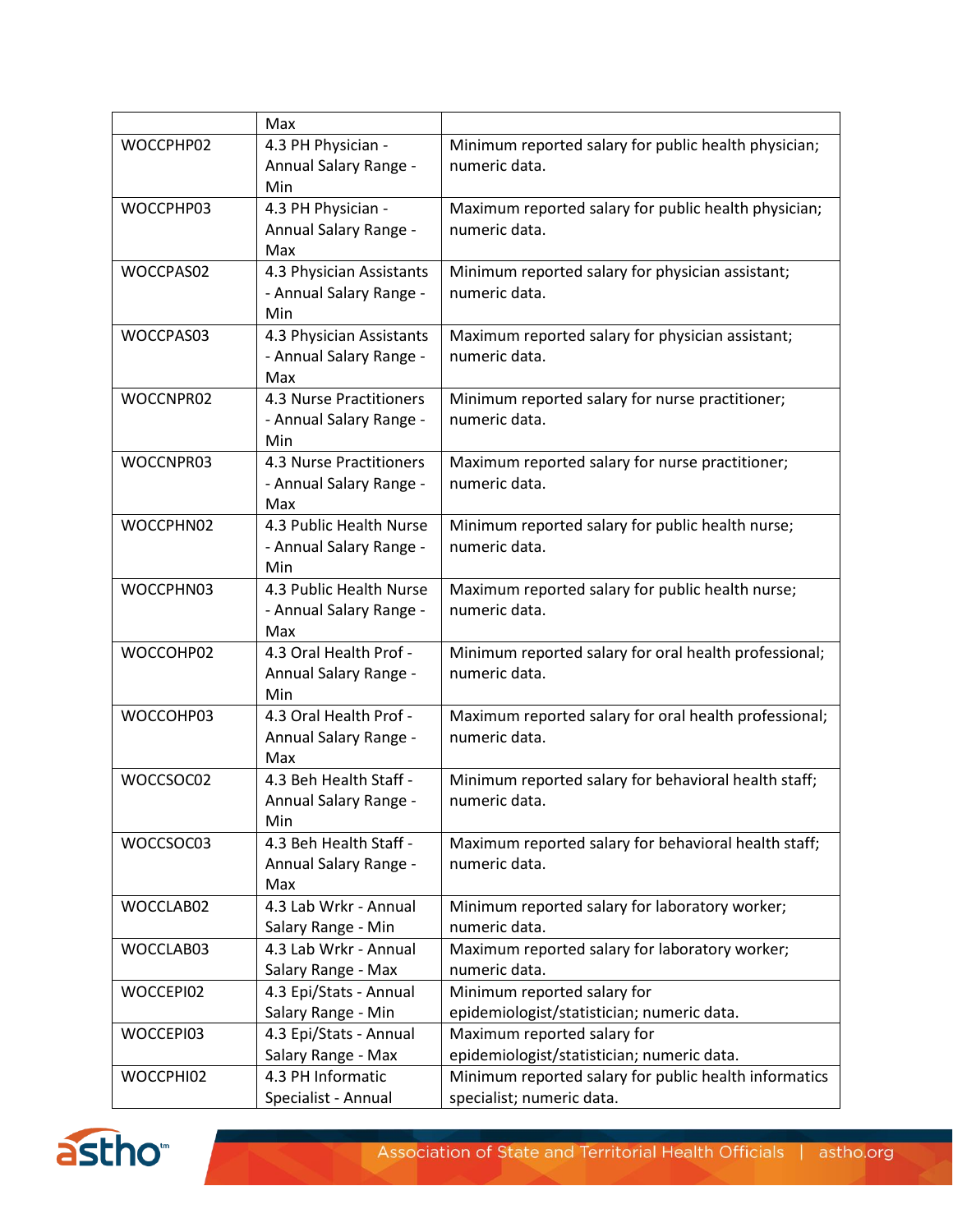| | Max | |
|---|---|---|
| WOCCPHP02 | 4.3 PH Physician - Annual Salary Range - Min | Minimum reported salary for public health physician; numeric data. |
| WOCCPHP03 | 4.3 PH Physician - Annual Salary Range - Max | Maximum reported salary for public health physician; numeric data. |
| WOCCPAS02 | 4.3 Physician Assistants - Annual Salary Range - Min | Minimum reported salary for physician assistant; numeric data. |
| WOCCPAS03 | 4.3 Physician Assistants - Annual Salary Range - Max | Maximum reported salary for physician assistant; numeric data. |
| WOCCNPR02 | 4.3 Nurse Practitioners - Annual Salary Range - Min | Minimum reported salary for nurse practitioner; numeric data. |
| WOCCNPR03 | 4.3 Nurse Practitioners - Annual Salary Range - Max | Maximum reported salary for nurse practitioner; numeric data. |
| WOCCPHN02 | 4.3 Public Health Nurse - Annual Salary Range - Min | Minimum reported salary for public health nurse; numeric data. |
| WOCCPHN03 | 4.3 Public Health Nurse - Annual Salary Range - Max | Maximum reported salary for public health nurse; numeric data. |
| WOCCOHP02 | 4.3 Oral Health Prof - Annual Salary Range - Min | Minimum reported salary for oral health professional; numeric data. |
| WOCCOHP03 | 4.3 Oral Health Prof - Annual Salary Range - Max | Maximum reported salary for oral health professional; numeric data. |
| WOCCSOC02 | 4.3 Beh Health Staff - Annual Salary Range - Min | Minimum reported salary for behavioral health staff; numeric data. |
| WOCCSOC03 | 4.3 Beh Health Staff - Annual Salary Range - Max | Maximum reported salary for behavioral health staff; numeric data. |
| WOCCLAB02 | 4.3 Lab Wrkr - Annual Salary Range - Min | Minimum reported salary for laboratory worker; numeric data. |
| WOCCLAB03 | 4.3 Lab Wrkr - Annual Salary Range - Max | Maximum reported salary for laboratory worker; numeric data. |
| WOCCEPI02 | 4.3 Epi/Stats - Annual Salary Range - Min | Minimum reported salary for epidemiologist/statistician; numeric data. |
| WOCCEPI03 | 4.3 Epi/Stats - Annual Salary Range - Max | Maximum reported salary for epidemiologist/statistician; numeric data. |
| WOCCPHI02 | 4.3 PH Informatic Specialist - Annual | Minimum reported salary for public health informatics specialist; numeric data. |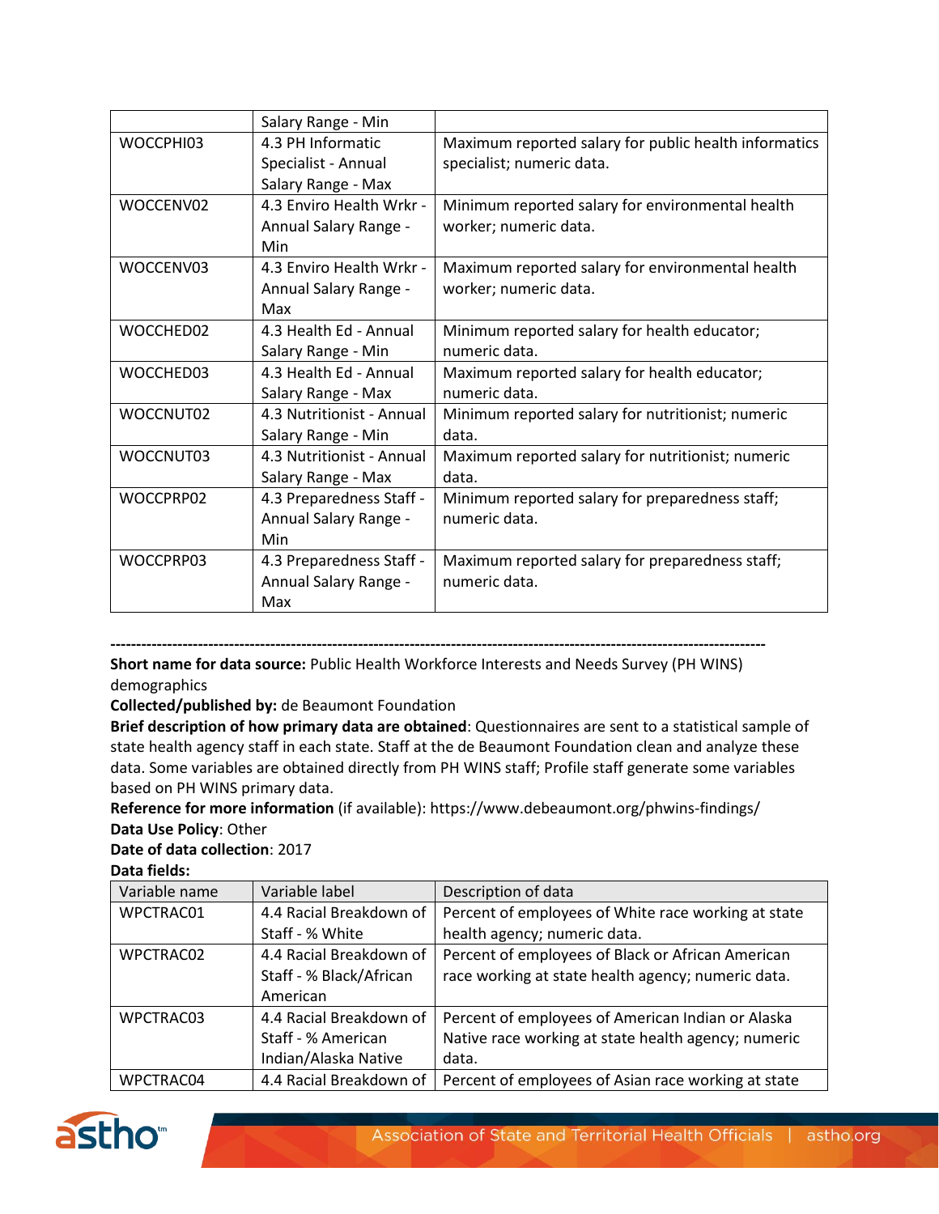| | Salary Range - Min | |
|---|---|---|
| WOCCPHI03 | 4.3 PH Informatic Specialist - Annual Salary Range - Max | Maximum reported salary for public health informatics specialist; numeric data. |
| WOCCENV02 | 4.3 Enviro Health Wrkr - Annual Salary Range - Min | Minimum reported salary for environmental health worker; numeric data. |
| WOCCENV03 | 4.3 Enviro Health Wrkr - Annual Salary Range - Max | Maximum reported salary for environmental health worker; numeric data. |
| WOCCHED02 | 4.3 Health Ed - Annual Salary Range - Min | Minimum reported salary for health educator; numeric data. |
| WOCCHED03 | 4.3 Health Ed - Annual Salary Range - Max | Maximum reported salary for health educator; numeric data. |
| WOCCNUT02 | 4.3 Nutritionist - Annual Salary Range - Min | Minimum reported salary for nutritionist; numeric data. |
| WOCCNUT03 | 4.3 Nutritionist - Annual Salary Range - Max | Maximum reported salary for nutritionist; numeric data. |
| WOCCPRP02 | 4.3 Preparedness Staff - Annual Salary Range - Min | Minimum reported salary for preparedness staff; numeric data. |
| WOCCPRP03 | 4.3 Preparedness Staff - Annual Salary Range - Max | Maximum reported salary for preparedness staff; numeric data. |

---

**Short name for data source:** Public Health Workforce Interests and Needs Survey (PH WINS) demographics

**Collected/published by:** de Beaumont Foundation

**Brief description of how primary data are obtained**: Questionnaires are sent to a statistical sample of state health agency staff in each state. Staff at the de Beaumont Foundation clean and analyze these data. Some variables are obtained directly from PH WINS staff; Profile staff generate some variables based on PH WINS primary data.

**Reference for more information** (if available): https://www.debeaumont.org/phwins-findings/

**Data Use Policy**: Other

**Date of data collection**: 2017

**Data fields:**

| Variable name | Variable label | Description of data |
|---|---|---|
| WPCTRAC01 | 4.4 Racial Breakdown of Staff - % White | Percent of employees of White race working at state health agency; numeric data. |
| WPCTRAC02 | 4.4 Racial Breakdown of Staff - % Black/African American | Percent of employees of Black or African American race working at state health agency; numeric data. |
| WPCTRAC03 | 4.4 Racial Breakdown of Staff - % American Indian/Alaska Native | Percent of employees of American Indian or Alaska Native race working at state health agency; numeric data. |
| WPCTRAC04 | 4.4 Racial Breakdown of | Percent of employees of Asian race working at state |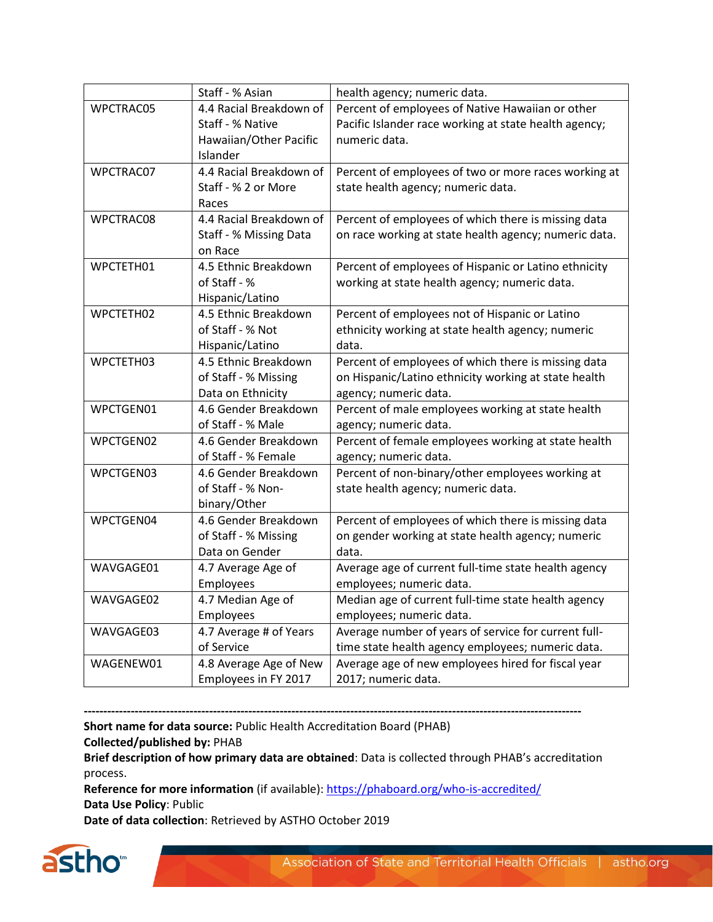|  | Staff - % Asian | health agency; numeric data. |
|---|---|---|
| WPCTRAC05 | 4.4 Racial Breakdown of Staff - % Native Hawaiian/Other Pacific Islander | Percent of employees of Native Hawaiian or other Pacific Islander race working at state health agency; numeric data. |
| WPCTRAC07 | 4.4 Racial Breakdown of Staff - % 2 or More Races | Percent of employees of two or more races working at state health agency; numeric data. |
| WPCTRAC08 | 4.4 Racial Breakdown of Staff - % Missing Data on Race | Percent of employees of which there is missing data on race working at state health agency; numeric data. |
| WPCTETH01 | 4.5 Ethnic Breakdown of Staff - % Hispanic/Latino | Percent of employees of Hispanic or Latino ethnicity working at state health agency; numeric data. |
| WPCTETH02 | 4.5 Ethnic Breakdown of Staff - % Not Hispanic/Latino | Percent of employees not of Hispanic or Latino ethnicity working at state health agency; numeric data. |
| WPCTETH03 | 4.5 Ethnic Breakdown of Staff - % Missing Data on Ethnicity | Percent of employees of which there is missing data on Hispanic/Latino ethnicity working at state health agency; numeric data. |
| WPCTGEN01 | 4.6 Gender Breakdown of Staff - % Male | Percent of male employees working at state health agency; numeric data. |
| WPCTGEN02 | 4.6 Gender Breakdown of Staff - % Female | Percent of female employees working at state health agency; numeric data. |
| WPCTGEN03 | 4.6 Gender Breakdown of Staff - % Non-binary/Other | Percent of non-binary/other employees working at state health agency; numeric data. |
| WPCTGEN04 | 4.6 Gender Breakdown of Staff - % Missing Data on Gender | Percent of employees of which there is missing data on gender working at state health agency; numeric data. |
| WAVGAGE01 | 4.7 Average Age of Employees | Average age of current full-time state health agency employees; numeric data. |
| WAVGAGE02 | 4.7 Median Age of Employees | Median age of current full-time state health agency employees; numeric data. |
| WAVGAGE03 | 4.7 Average # of Years of Service | Average number of years of service for current full-time state health agency employees; numeric data. |
| WAGENEW01 | 4.8 Average Age of New Employees in FY 2017 | Average age of new employees hired for fiscal year 2017; numeric data. |

---

**Short name for data source:** Public Health Accreditation Board (PHAB)
**Collected/published by:** PHAB
**Brief description of how primary data are obtained**: Data is collected through PHAB's accreditation process.
**Reference for more information** (if available): https://phaboard.org/who-is-accredited/
**Data Use Policy**: Public
**Date of data collection**: Retrieved by ASTHO October 2019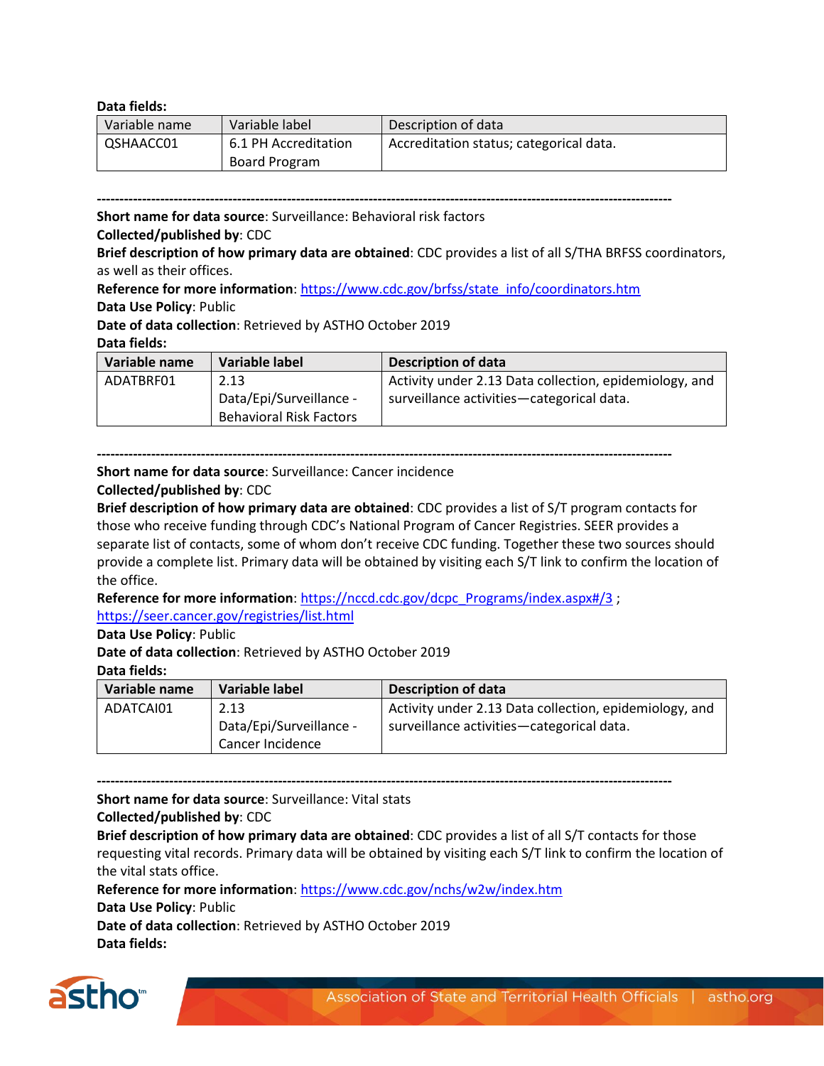**Data fields:**

| Variable name | Variable label | Description of data |
|---|---|---|
| QSHAACC01 | 6.1 PH Accreditation Board Program | Accreditation status; categorical data. |

------------------------------------------------------------------------------------------------------------------------

**Short name for data source**: Surveillance: Behavioral risk factors

**Collected/published by**: CDC

**Brief description of how primary data are obtained**: CDC provides a list of all S/THA BRFSS coordinators, as well as their offices.

**Reference for more information**: https://www.cdc.gov/brfss/state_info/coordinators.htm

**Data Use Policy**: Public

**Date of data collection**: Retrieved by ASTHO October 2019

**Data fields:**

| Variable name | Variable label | Description of data |
|---|---|---|
| ADATBRF01 | 2.13 Data/Epi/Surveillance - Behavioral Risk Factors | Activity under 2.13 Data collection, epidemiology, and surveillance activities—categorical data. |

------------------------------------------------------------------------------------------------------------------------

**Short name for data source**: Surveillance: Cancer incidence

**Collected/published by**: CDC

**Brief description of how primary data are obtained**: CDC provides a list of S/T program contacts for those who receive funding through CDC's National Program of Cancer Registries. SEER provides a separate list of contacts, some of whom don't receive CDC funding. Together these two sources should provide a complete list. Primary data will be obtained by visiting each S/T link to confirm the location of the office.

**Reference for more information**: https://nccd.cdc.gov/dcpc_Programs/index.aspx#/3 ; https://seer.cancer.gov/registries/list.html

**Data Use Policy**: Public

**Date of data collection**: Retrieved by ASTHO October 2019

**Data fields:**

| Variable name | Variable label | Description of data |
|---|---|---|
| ADATCAI01 | 2.13 Data/Epi/Surveillance - Cancer Incidence | Activity under 2.13 Data collection, epidemiology, and surveillance activities—categorical data. |

------------------------------------------------------------------------------------------------------------------------

**Short name for data source**: Surveillance: Vital stats

**Collected/published by**: CDC

**Brief description of how primary data are obtained**: CDC provides a list of all S/T contacts for those requesting vital records. Primary data will be obtained by visiting each S/T link to confirm the location of the vital stats office.

**Reference for more information**: https://www.cdc.gov/nchs/w2w/index.htm

**Data Use Policy**: Public

**Date of data collection**: Retrieved by ASTHO October 2019

**Data fields:**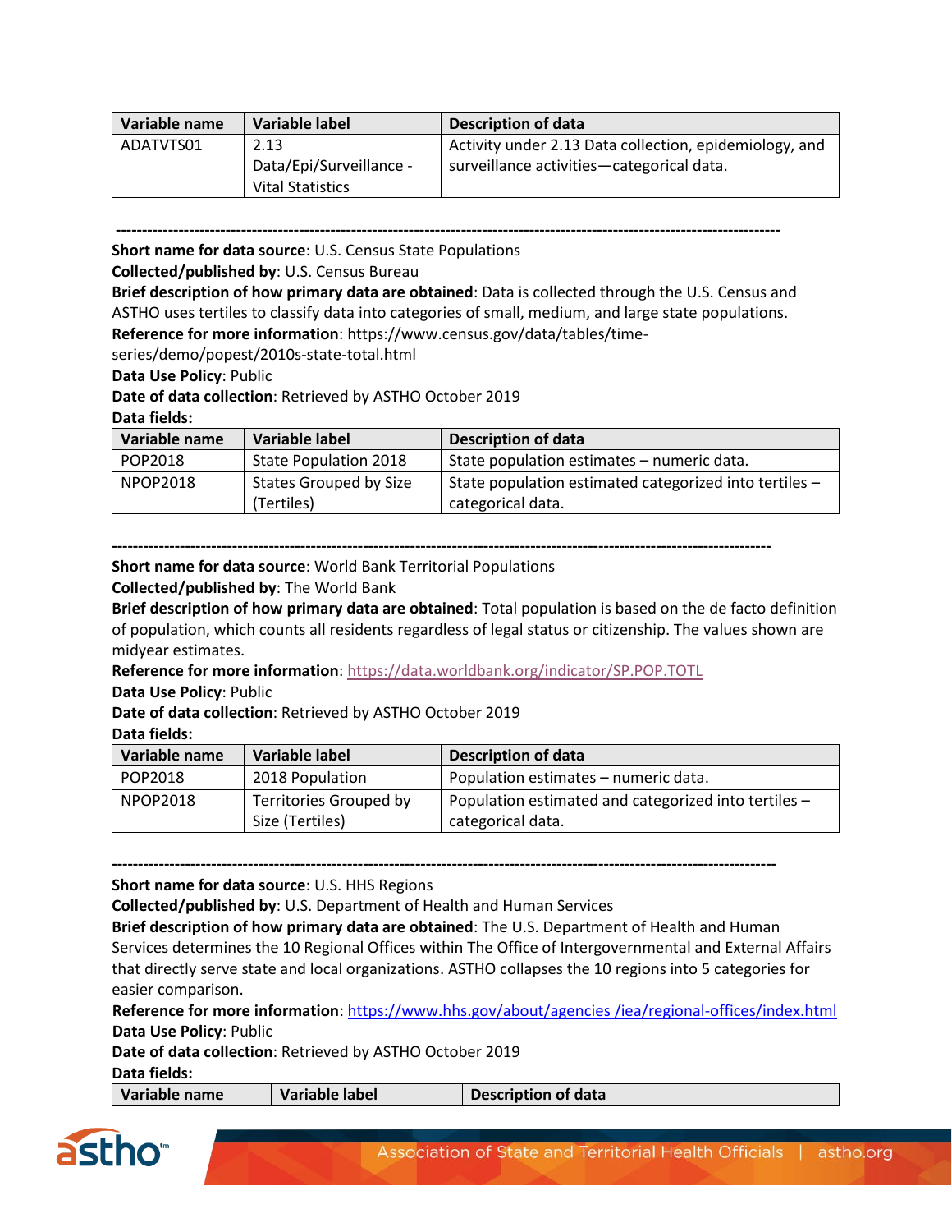| Variable name | Variable label | Description of data |
|---|---|---|
| ADATVTS01 | 2.13 Data/Epi/Surveillance - Vital Statistics | Activity under 2.13 Data collection, epidemiology, and surveillance activities—categorical data. |

------------------------------------------------------------------------------------------------------------------------

**Short name for data source**: U.S. Census State Populations

**Collected/published by**: U.S. Census Bureau

**Brief description of how primary data are obtained**: Data is collected through the U.S. Census and ASTHO uses tertiles to classify data into categories of small, medium, and large state populations.

**Reference for more information**: https://www.census.gov/data/tables/time-series/demo/popest/2010s-state-total.html

**Data Use Policy**: Public

**Date of data collection**: Retrieved by ASTHO October 2019

**Data fields:**

| Variable name | Variable label | Description of data |
|---|---|---|
| POP2018 | State Population 2018 | State population estimates – numeric data. |
| NPOP2018 | States Grouped by Size (Tertiles) | State population estimated categorized into tertiles – categorical data. |

------------------------------------------------------------------------------------------------------------------------

**Short name for data source**: World Bank Territorial Populations

**Collected/published by**: The World Bank

**Brief description of how primary data are obtained**: Total population is based on the de facto definition of population, which counts all residents regardless of legal status or citizenship. The values shown are midyear estimates.

**Reference for more information**: https://data.worldbank.org/indicator/SP.POP.TOTL

**Data Use Policy**: Public

**Date of data collection**: Retrieved by ASTHO October 2019

**Data fields:**

| Variable name | Variable label | Description of data |
|---|---|---|
| POP2018 | 2018 Population | Population estimates – numeric data. |
| NPOP2018 | Territories Grouped by Size (Tertiles) | Population estimated and categorized into tertiles – categorical data. |

------------------------------------------------------------------------------------------------------------------------

**Short name for data source**: U.S. HHS Regions

**Collected/published by**: U.S. Department of Health and Human Services

**Brief description of how primary data are obtained**: The U.S. Department of Health and Human Services determines the 10 Regional Offices within The Office of Intergovernmental and External Affairs that directly serve state and local organizations. ASTHO collapses the 10 regions into 5 categories for easier comparison.

**Reference for more information**: https://www.hhs.gov/about/agencies /iea/regional-offices/index.html

**Data Use Policy**: Public

**Date of data collection**: Retrieved by ASTHO October 2019

**Data fields:**

| Variable name | Variable label | Description of data |
|---|---|---|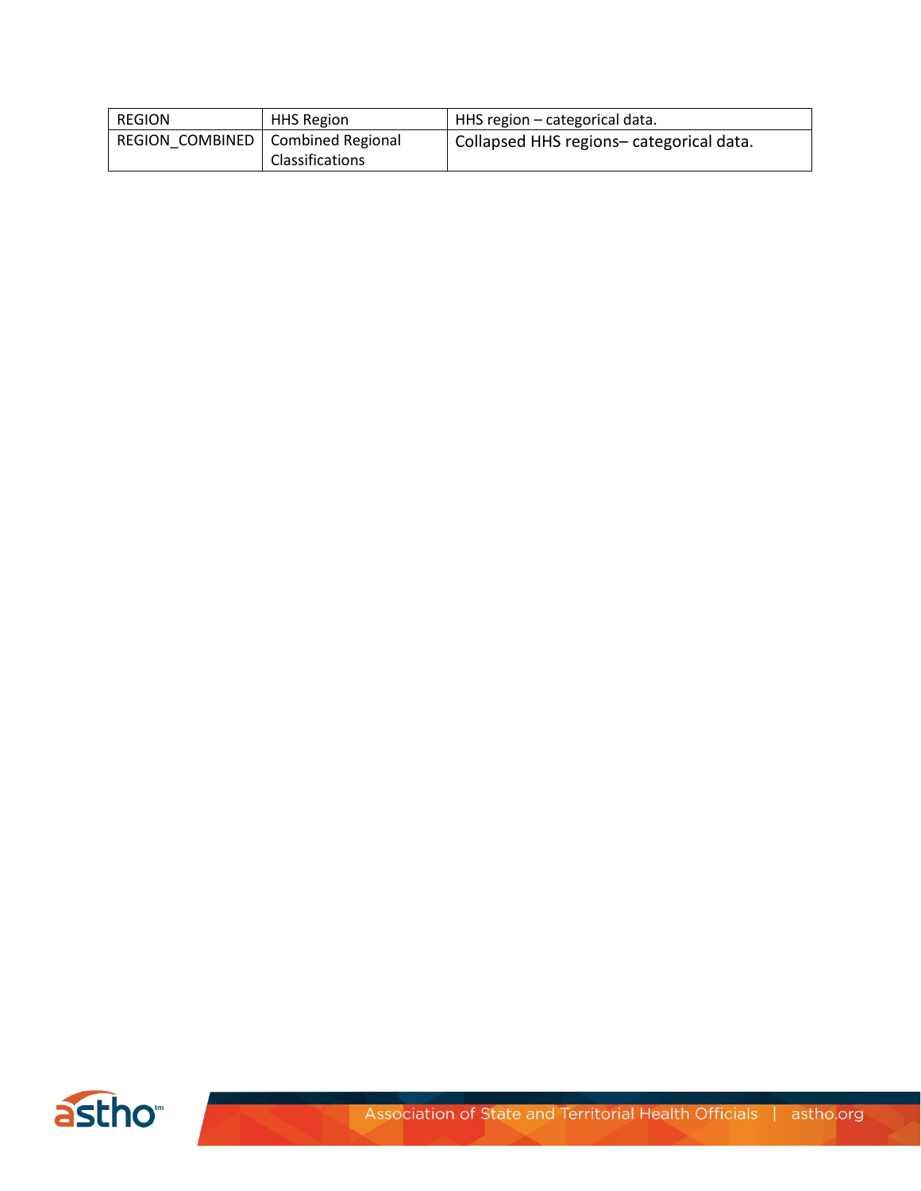| | | |
|---|---|---|
| REGION | HHS Region | HHS region – categorical data. |
| REGION_COMBINED | Combined Regional Classifications | Collapsed HHS regions– categorical data. |